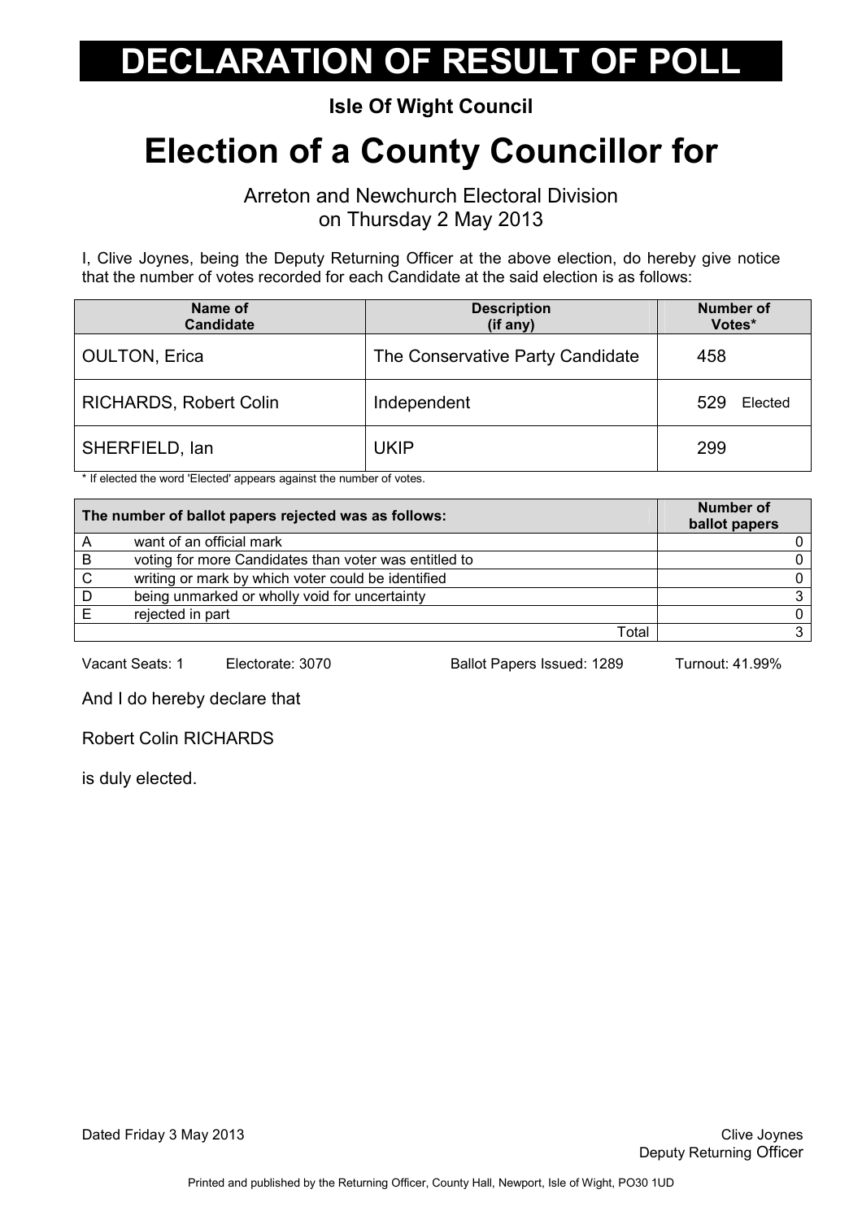# DECLARATION OF RESULT OF POLL

**Isle Of Wight Council**

## Election of a County Councillor for

Arreton and Newchurch Electoral Division
on Thursday 2 May 2013

I, Clive Joynes, being the Deputy Returning Officer at the above election, do hereby give notice that the number of votes recorded for each Candidate at the said election is as follows:

| Name of Candidate | Description (if any) | Number of Votes* |
|---|---|---|
| OULTON, Erica | The Conservative Party Candidate | 458 |
| RICHARDS, Robert Colin | Independent | 529 Elected |
| SHERFIELD, Ian | UKIP | 299 |

* If elected the word 'Elected' appears against the number of votes.

| | The number of ballot papers rejected was as follows: | Number of ballot papers |
|---|---|---|
| A | want of an official mark | 0 |
| B | voting for more Candidates than voter was entitled to | 0 |
| C | writing or mark by which voter could be identified | 0 |
| D | being unmarked or wholly void for uncertainty | 3 |
| E | rejected in part | 0 |
| | Total | 3 |

Vacant Seats: 1 Electorate: 3070 Ballot Papers Issued: 1289 Turnout: 41.99%

And I do hereby declare that

Robert Colin RICHARDS

is duly elected.

Dated Friday 3 May 2013

Clive Joynes
Deputy Returning Officer

Printed and published by the Returning Officer, County Hall, Newport, Isle of Wight, PO30 1UD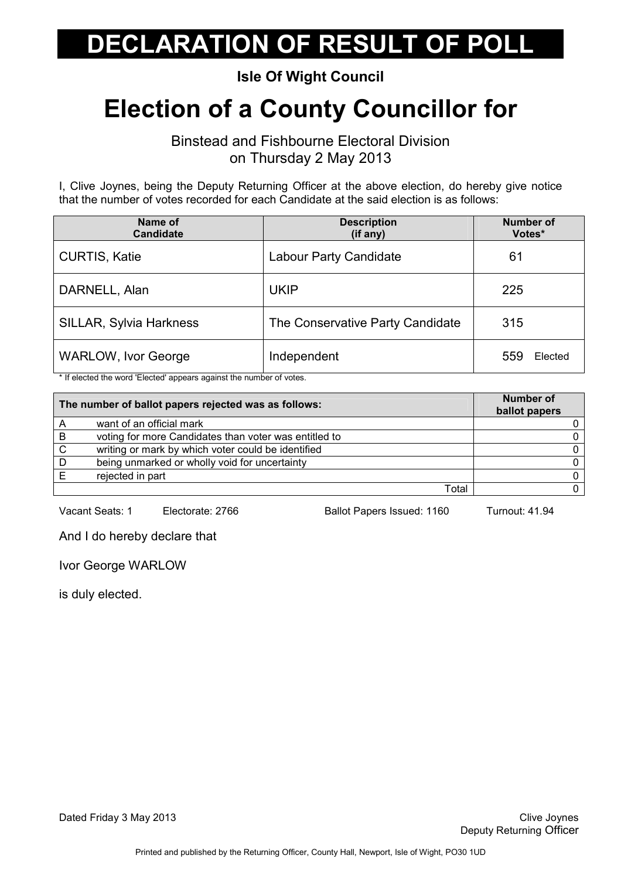# DECLARATION OF RESULT OF POLL

**Isle Of Wight Council**

# Election of a County Councillor for

Binstead and Fishbourne Electoral Division
on Thursday 2 May 2013

I, Clive Joynes, being the Deputy Returning Officer at the above election, do hereby give notice that the number of votes recorded for each Candidate at the said election is as follows:

| Name of Candidate | Description (if any) | Number of Votes* |
|---|---|---|
| CURTIS, Katie | Labour Party Candidate | 61 |
| DARNELL, Alan | UKIP | 225 |
| SILLAR, Sylvia Harkness | The Conservative Party Candidate | 315 |
| WARLOW, Ivor George | Independent | 559 Elected |

* If elected the word 'Elected' appears against the number of votes.

| | The number of ballot papers rejected was as follows: | Number of ballot papers |
|---|---|---|
| A | want of an official mark | 0 |
| B | voting for more Candidates than voter was entitled to | 0 |
| C | writing or mark by which voter could be identified | 0 |
| D | being unmarked or wholly void for uncertainty | 0 |
| E | rejected in part | 0 |
| | Total | 0 |

Vacant Seats: 1 Electorate: 2766 Ballot Papers Issued: 1160 Turnout: 41.94

And I do hereby declare that

Ivor George WARLOW

is duly elected.

Dated Friday 3 May 2013

Clive Joynes
Deputy Returning Officer

Printed and published by the Returning Officer, County Hall, Newport, Isle of Wight, PO30 1UD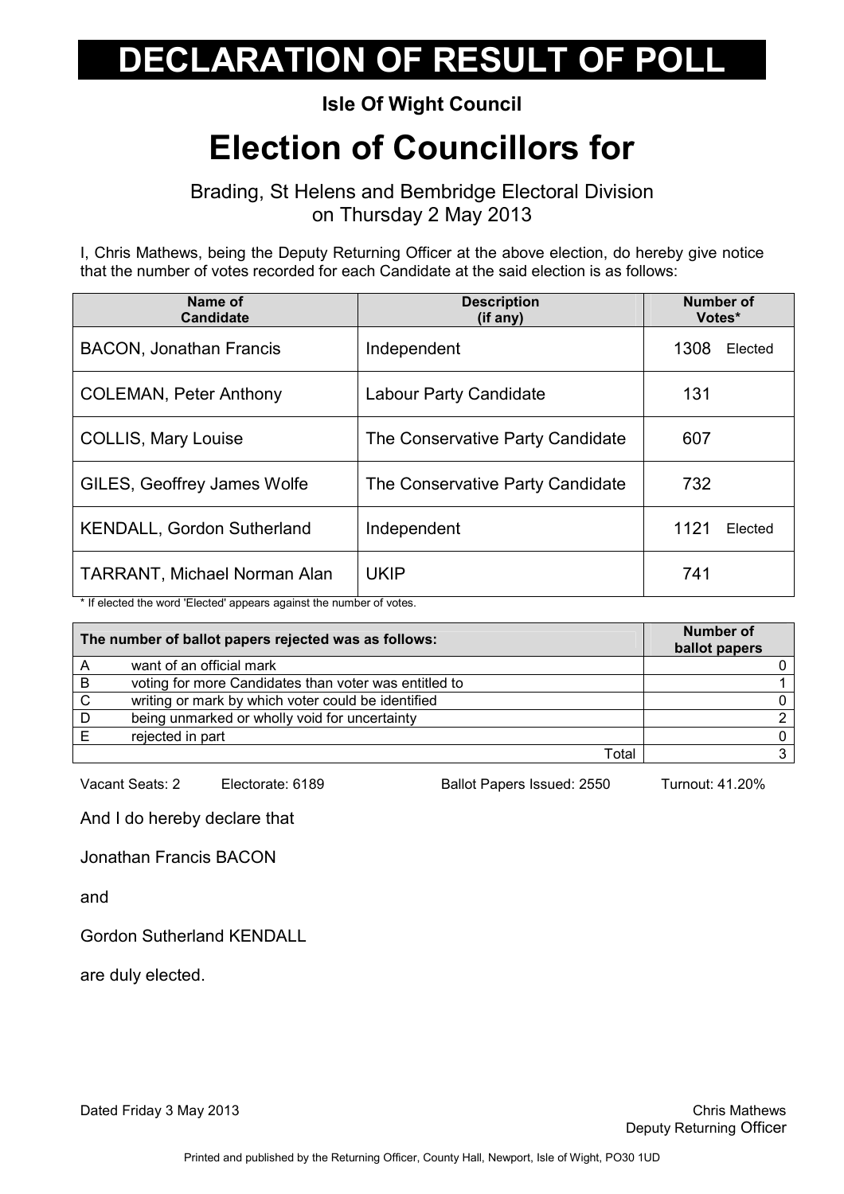# DECLARATION OF RESULT OF POLL

**Isle Of Wight Council**

## Election of Councillors for

Brading, St Helens and Bembridge Electoral Division
on Thursday 2 May 2013

I, Chris Mathews, being the Deputy Returning Officer at the above election, do hereby give notice that the number of votes recorded for each Candidate at the said election is as follows:

| Name of Candidate | Description (if any) | Number of Votes* |
|---|---|---|
| BACON, Jonathan Francis | Independent | 1308 Elected |
| COLEMAN, Peter Anthony | Labour Party Candidate | 131 |
| COLLIS, Mary Louise | The Conservative Party Candidate | 607 |
| GILES, Geoffrey James Wolfe | The Conservative Party Candidate | 732 |
| KENDALL, Gordon Sutherland | Independent | 1121 Elected |
| TARRANT, Michael Norman Alan | UKIP | 741 |

* If elected the word 'Elected' appears against the number of votes.

| | The number of ballot papers rejected was as follows: | Number of ballot papers |
|---|---|---|
| A | want of an official mark | 0 |
| B | voting for more Candidates than voter was entitled to | 1 |
| C | writing or mark by which voter could be identified | 0 |
| D | being unmarked or wholly void for uncertainty | 2 |
| E | rejected in part | 0 |
| | Total | 3 |

Vacant Seats: 2 Electorate: 6189 Ballot Papers Issued: 2550 Turnout: 41.20%

And I do hereby declare that

Jonathan Francis BACON

and

Gordon Sutherland KENDALL

are duly elected.

Dated Friday 3 May 2013

Chris Mathews
Deputy Returning Officer

Printed and published by the Returning Officer, County Hall, Newport, Isle of Wight, PO30 1UD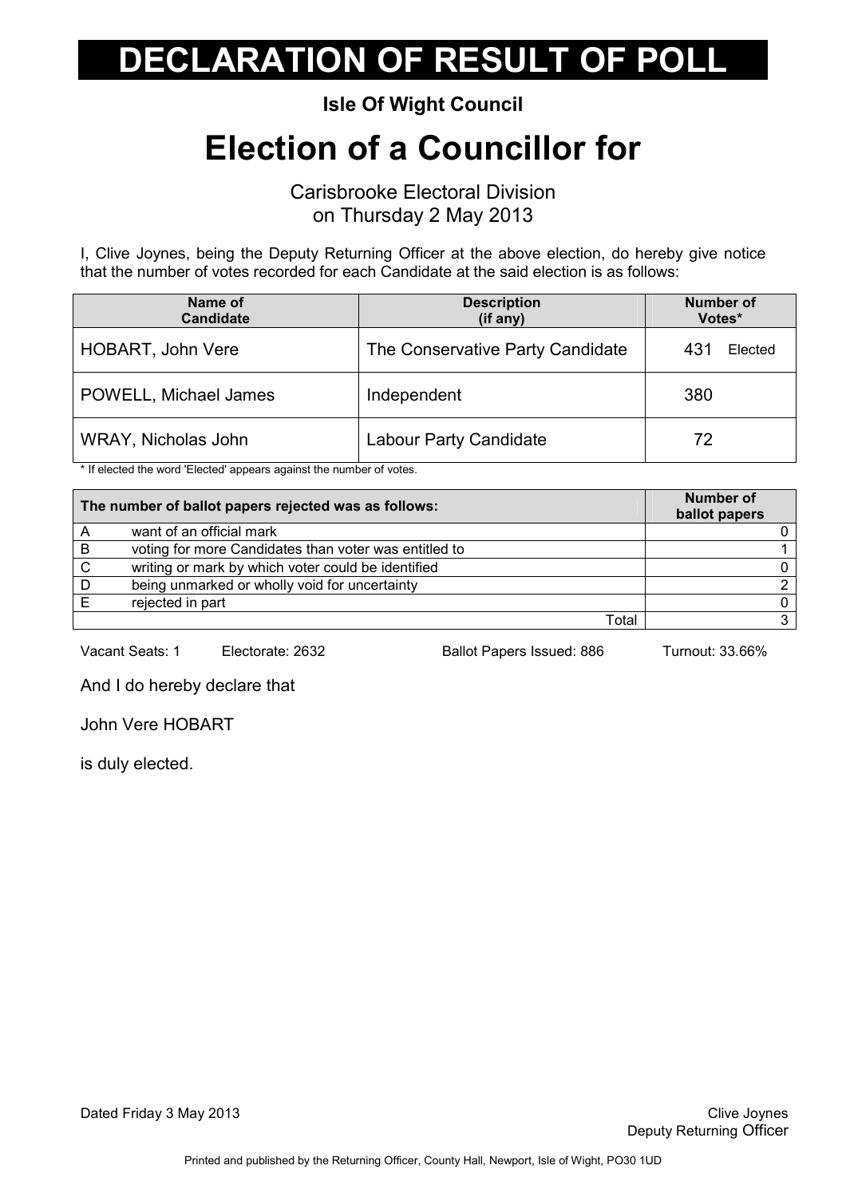# DECLARATION OF RESULT OF POLL

**Isle Of Wight Council**

## Election of a Councillor for

Carisbrooke Electoral Division
on Thursday 2 May 2013

I, Clive Joynes, being the Deputy Returning Officer at the above election, do hereby give notice that the number of votes recorded for each Candidate at the said election is as follows:

| Name of Candidate | Description (if any) | Number of Votes* |
|---|---|---|
| HOBART, John Vere | The Conservative Party Candidate | 431 Elected |
| POWELL, Michael James | Independent | 380 |
| WRAY, Nicholas John | Labour Party Candidate | 72 |

* If elected the word 'Elected' appears against the number of votes.

| The number of ballot papers rejected was as follows: | | Number of ballot papers |
|---|---|---|
| A | want of an official mark | 0 |
| B | voting for more Candidates than voter was entitled to | 1 |
| C | writing or mark by which voter could be identified | 0 |
| D | being unmarked or wholly void for uncertainty | 2 |
| E | rejected in part | 0 |
| | Total | 3 |

Vacant Seats: 1 Electorate: 2632 Ballot Papers Issued: 886 Turnout: 33.66%

And I do hereby declare that

John Vere HOBART

is duly elected.

Dated Friday 3 May 2013

Clive Joynes
Deputy Returning Officer

Printed and published by the Returning Officer, County Hall, Newport, Isle of Wight, PO30 1UD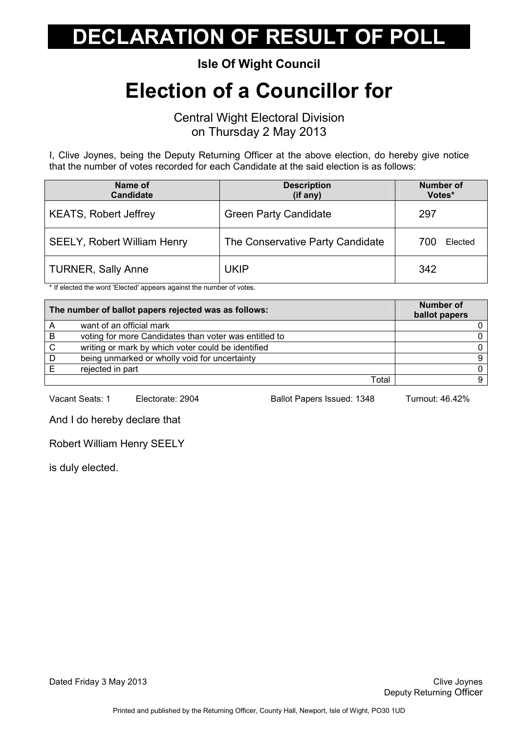# DECLARATION OF RESULT OF POLL

**Isle Of Wight Council**

## Election of a Councillor for

Central Wight Electoral Division
on Thursday 2 May 2013

I, Clive Joynes, being the Deputy Returning Officer at the above election, do hereby give notice that the number of votes recorded for each Candidate at the said election is as follows:

| Name of Candidate | Description (if any) | Number of Votes* |
|---|---|---|
| KEATS, Robert Jeffrey | Green Party Candidate | 297 |
| SEELY, Robert William Henry | The Conservative Party Candidate | 700 Elected |
| TURNER, Sally Anne | UKIP | 342 |

* If elected the word 'Elected' appears against the number of votes.

| | The number of ballot papers rejected was as follows: | Number of ballot papers |
|---|---|---|
| A | want of an official mark | 0 |
| B | voting for more Candidates than voter was entitled to | 0 |
| C | writing or mark by which voter could be identified | 0 |
| D | being unmarked or wholly void for uncertainty | 9 |
| E | rejected in part | 0 |
| | Total | 9 |

Vacant Seats: 1 Electorate: 2904 Ballot Papers Issued: 1348 Turnout: 46.42%

And I do hereby declare that

Robert William Henry SEELY

is duly elected.

Dated Friday 3 May 2013

Clive Joynes
Deputy Returning Officer

Printed and published by the Returning Officer, County Hall, Newport, Isle of Wight, PO30 1UD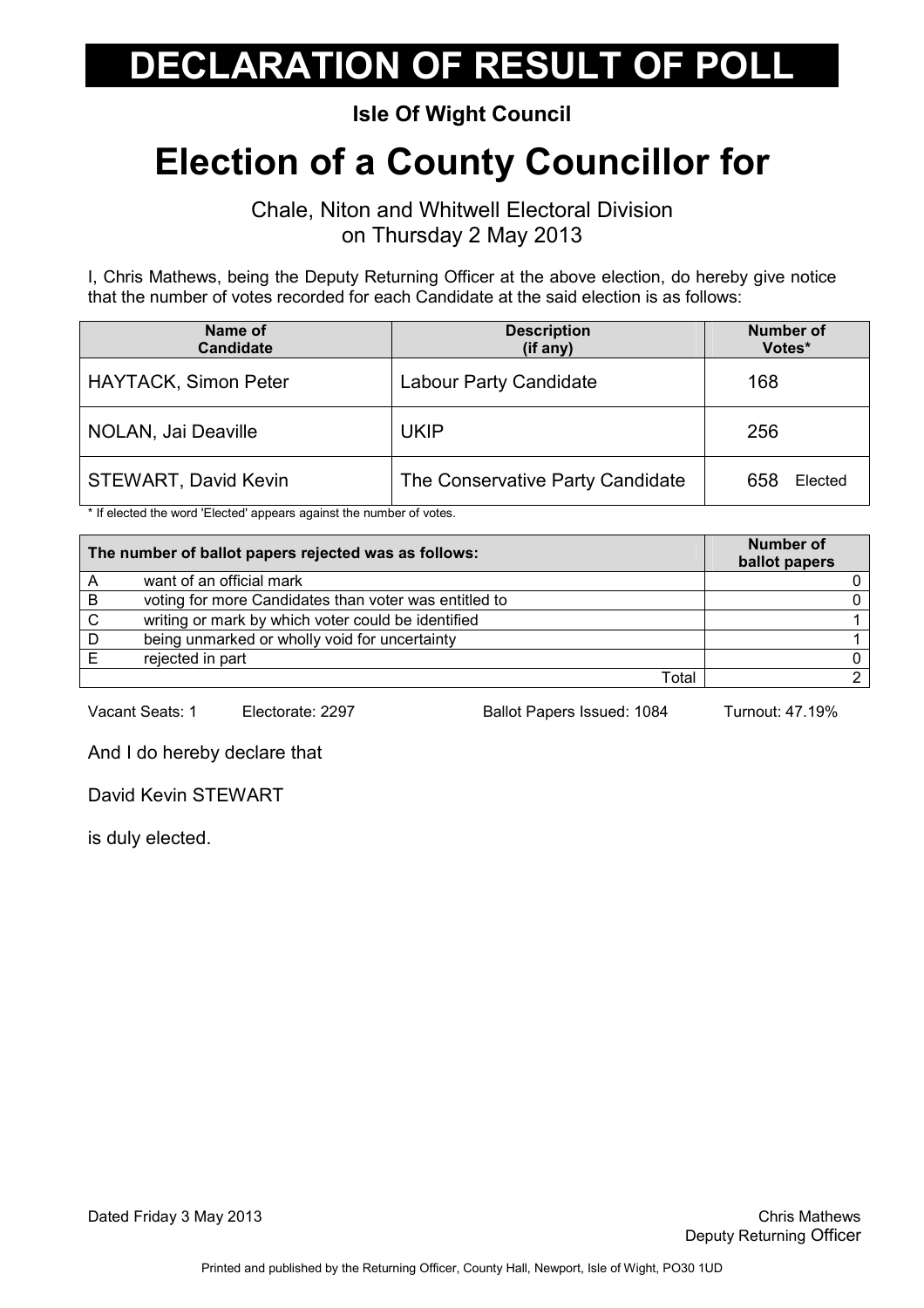# DECLARATION OF RESULT OF POLL

**Isle Of Wight Council**

# Election of a County Councillor for

Chale, Niton and Whitwell Electoral Division
on Thursday 2 May 2013

I, Chris Mathews, being the Deputy Returning Officer at the above election, do hereby give notice that the number of votes recorded for each Candidate at the said election is as follows:

| Name of Candidate | Description (if any) | Number of Votes* |
|---|---|---|
| HAYTACK, Simon Peter | Labour Party Candidate | 168 |
| NOLAN, Jai Deaville | UKIP | 256 |
| STEWART, David Kevin | The Conservative Party Candidate | 658 Elected |

* If elected the word 'Elected' appears against the number of votes.

| The number of ballot papers rejected was as follows: | | Number of ballot papers |
|---|---|---|
| A | want of an official mark | 0 |
| B | voting for more Candidates than voter was entitled to | 0 |
| C | writing or mark by which voter could be identified | 1 |
| D | being unmarked or wholly void for uncertainty | 1 |
| E | rejected in part | 0 |
| | Total | 2 |

Vacant Seats: 1 Electorate: 2297 Ballot Papers Issued: 1084 Turnout: 47.19%

And I do hereby declare that

David Kevin STEWART

is duly elected.

Dated Friday 3 May 2013

Chris Mathews
Deputy Returning Officer

Printed and published by the Returning Officer, County Hall, Newport, Isle of Wight, PO30 1UD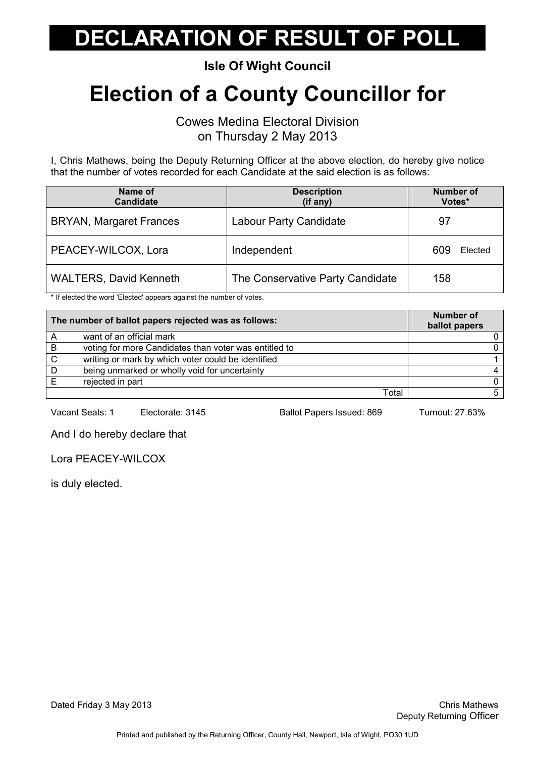# DECLARATION OF RESULT OF POLL

**Isle Of Wight Council**

# Election of a County Councillor for

Cowes Medina Electoral Division
on Thursday 2 May 2013

I, Chris Mathews, being the Deputy Returning Officer at the above election, do hereby give notice that the number of votes recorded for each Candidate at the said election is as follows:

| Name of Candidate | Description (if any) | Number of Votes* |
|---|---|---|
| BRYAN, Margaret Frances | Labour Party Candidate | 97 |
| PEACEY-WILCOX, Lora | Independent | 609 Elected |
| WALTERS, David Kenneth | The Conservative Party Candidate | 158 |

\* If elected the word 'Elected' appears against the number of votes.

| The number of ballot papers rejected was as follows: | | Number of ballot papers |
|---|---|---|
| A | want of an official mark | 0 |
| B | voting for more Candidates than voter was entitled to | 0 |
| C | writing or mark by which voter could be identified | 1 |
| D | being unmarked or wholly void for uncertainty | 4 |
| E | rejected in part | 0 |
| | Total | 5 |

Vacant Seats: 1 Electorate: 3145 Ballot Papers Issued: 869 Turnout: 27.63%

And I do hereby declare that

Lora PEACEY-WILCOX

is duly elected.

Dated Friday 3 May 2013

Chris Mathews
Deputy Returning Officer

Printed and published by the Returning Officer, County Hall, Newport, Isle of Wight, PO30 1UD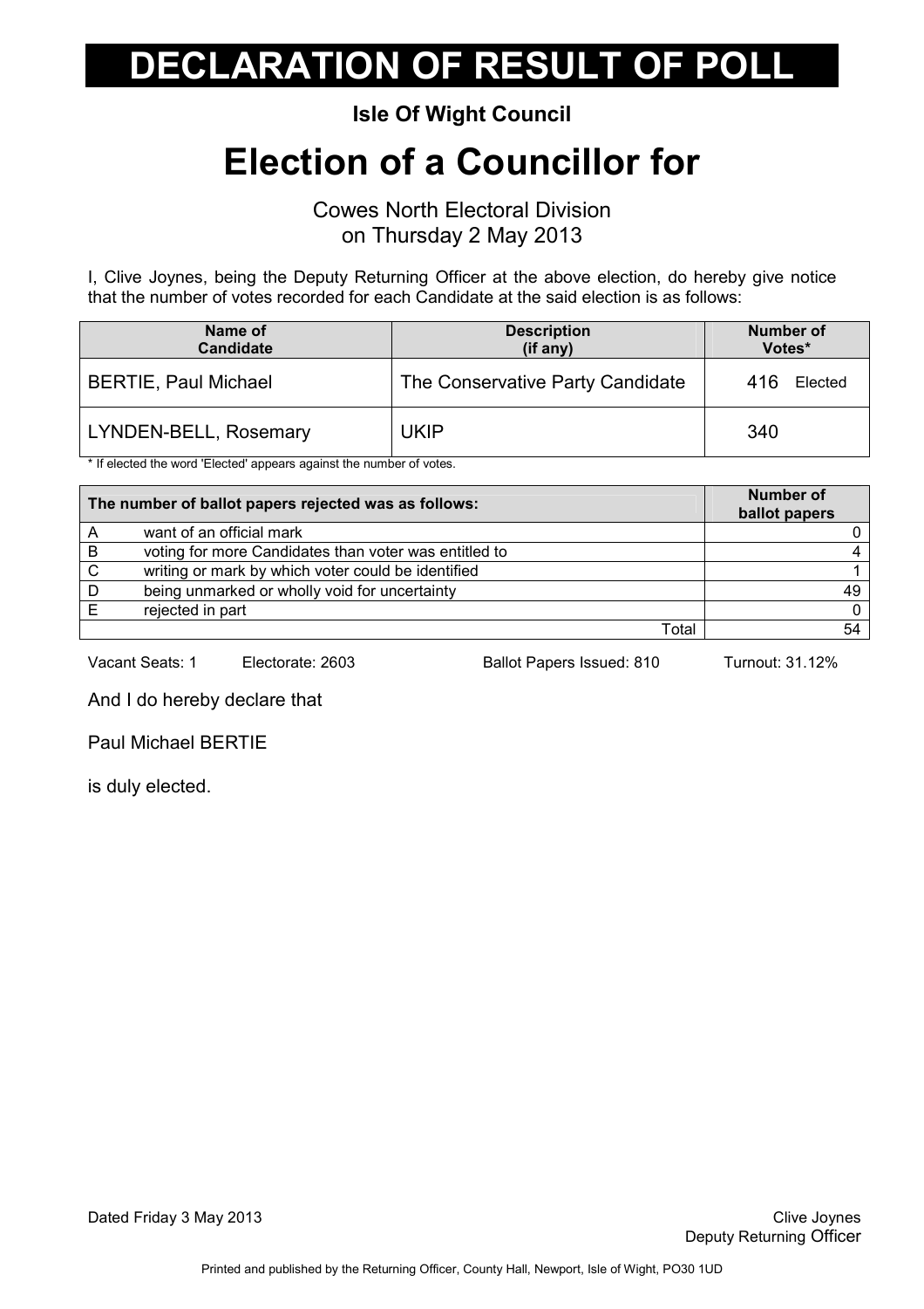# DECLARATION OF RESULT OF POLL

**Isle Of Wight Council**

# Election of a Councillor for

Cowes North Electoral Division
on Thursday 2 May 2013

I, Clive Joynes, being the Deputy Returning Officer at the above election, do hereby give notice that the number of votes recorded for each Candidate at the said election is as follows:

| Name of Candidate | Description (if any) | Number of Votes* |
|---|---|---|
| BERTIE, Paul Michael | The Conservative Party Candidate | 416 Elected |
| LYNDEN-BELL, Rosemary | UKIP | 340 |

* If elected the word 'Elected' appears against the number of votes.

| The number of ballot papers rejected was as follows: | | Number of ballot papers |
|---|---|---|
| A | want of an official mark | 0 |
| B | voting for more Candidates than voter was entitled to | 4 |
| C | writing or mark by which voter could be identified | 1 |
| D | being unmarked or wholly void for uncertainty | 49 |
| E | rejected in part | 0 |
| | Total | 54 |

Vacant Seats: 1 Electorate: 2603 Ballot Papers Issued: 810 Turnout: 31.12%

And I do hereby declare that

Paul Michael BERTIE

is duly elected.

Dated Friday 3 May 2013

Clive Joynes
Deputy Returning Officer

Printed and published by the Returning Officer, County Hall, Newport, Isle of Wight, PO30 1UD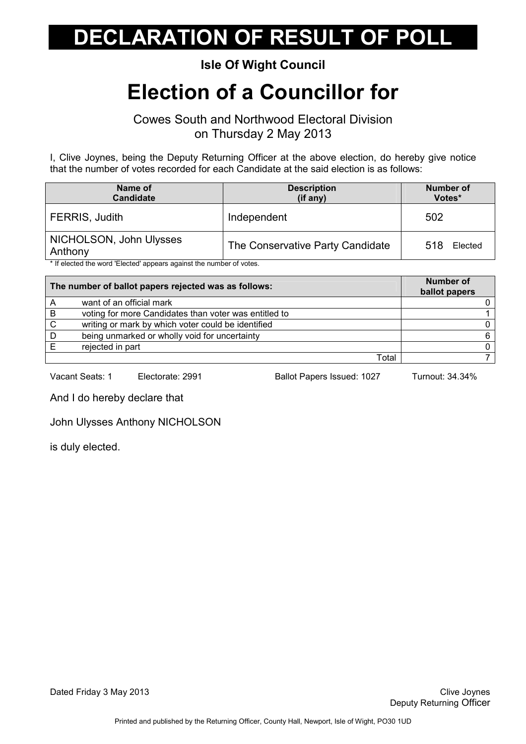# DECLARATION OF RESULT OF POLL

**Isle Of Wight Council**

## Election of a Councillor for

Cowes South and Northwood Electoral Division
on Thursday 2 May 2013

I, Clive Joynes, being the Deputy Returning Officer at the above election, do hereby give notice that the number of votes recorded for each Candidate at the said election is as follows:

| Name of Candidate | Description (if any) | Number of Votes* |
|---|---|---|
| FERRIS, Judith | Independent | 502 |
| NICHOLSON, John Ulysses Anthony | The Conservative Party Candidate | 518 Elected |

* If elected the word 'Elected' appears against the number of votes.

| | The number of ballot papers rejected was as follows: | Number of ballot papers |
|---|---|---|
| A | want of an official mark | 0 |
| B | voting for more Candidates than voter was entitled to | 1 |
| C | writing or mark by which voter could be identified | 0 |
| D | being unmarked or wholly void for uncertainty | 6 |
| E | rejected in part | 0 |
| | Total | 7 |

Vacant Seats: 1 Electorate: 2991 Ballot Papers Issued: 1027 Turnout: 34.34%

And I do hereby declare that

John Ulysses Anthony NICHOLSON

is duly elected.

Dated Friday 3 May 2013

Clive Joynes
Deputy Returning Officer

Printed and published by the Returning Officer, County Hall, Newport, Isle of Wight, PO30 1UD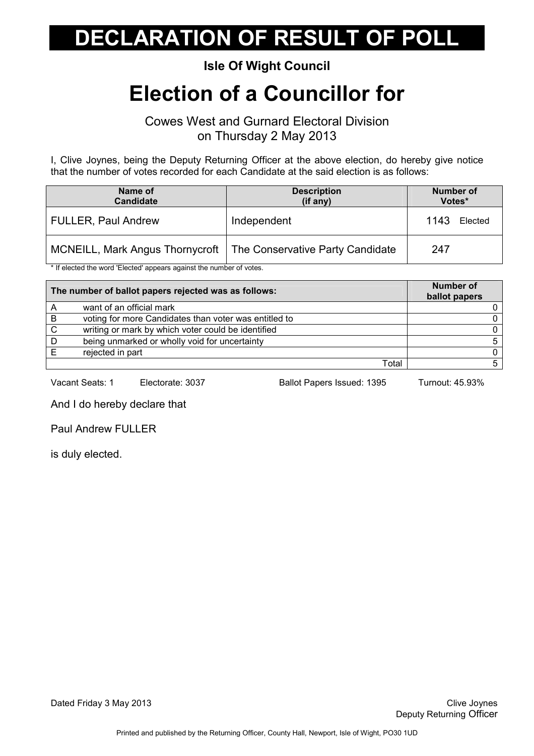# DECLARATION OF RESULT OF POLL

**Isle Of Wight Council**

## Election of a Councillor for

Cowes West and Gurnard Electoral Division
on Thursday 2 May 2013

I, Clive Joynes, being the Deputy Returning Officer at the above election, do hereby give notice that the number of votes recorded for each Candidate at the said election is as follows:

| Name of Candidate | Description (if any) | Number of Votes* |
|---|---|---|
| FULLER, Paul Andrew | Independent | 1143 Elected |
| MCNEILL, Mark Angus Thornycroft | The Conservative Party Candidate | 247 |

* If elected the word 'Elected' appears against the number of votes.

| | The number of ballot papers rejected was as follows: | Number of ballot papers |
|---|---|---|
| A | want of an official mark | 0 |
| B | voting for more Candidates than voter was entitled to | 0 |
| C | writing or mark by which voter could be identified | 0 |
| D | being unmarked or wholly void for uncertainty | 5 |
| E | rejected in part | 0 |
| | Total | 5 |

Vacant Seats: 1 Electorate: 3037 Ballot Papers Issued: 1395 Turnout: 45.93%

And I do hereby declare that

Paul Andrew FULLER

is duly elected.

Dated Friday 3 May 2013

Clive Joynes
Deputy Returning Officer

Printed and published by the Returning Officer, County Hall, Newport, Isle of Wight, PO30 1UD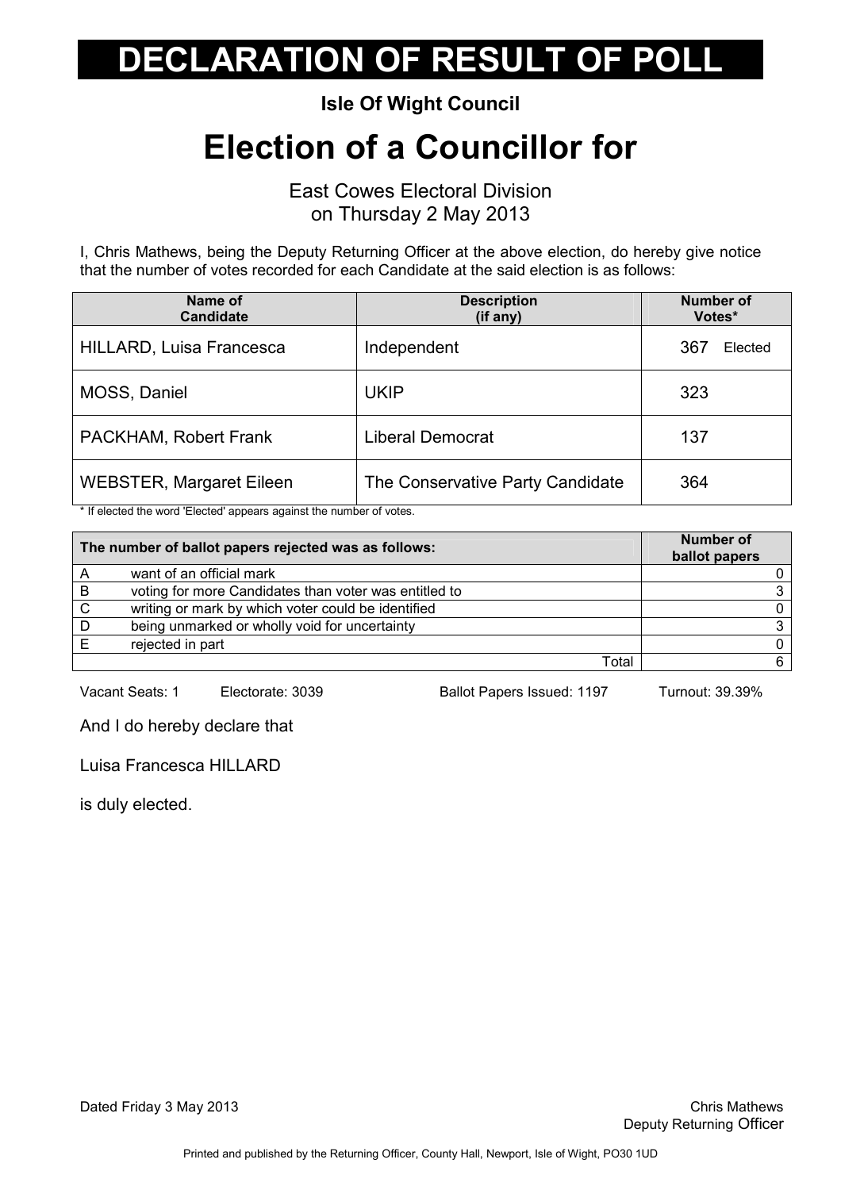# DECLARATION OF RESULT OF POLL

**Isle Of Wight Council**

# Election of a Councillor for

East Cowes Electoral Division
on Thursday 2 May 2013

I, Chris Mathews, being the Deputy Returning Officer at the above election, do hereby give notice that the number of votes recorded for each Candidate at the said election is as follows:

| Name of Candidate | Description (if any) | Number of Votes* |
|---|---|---|
| HILLARD, Luisa Francesca | Independent | 367 Elected |
| MOSS, Daniel | UKIP | 323 |
| PACKHAM, Robert Frank | Liberal Democrat | 137 |
| WEBSTER, Margaret Eileen | The Conservative Party Candidate | 364 |

* If elected the word 'Elected' appears against the number of votes.

| The number of ballot papers rejected was as follows: | | Number of ballot papers |
|---|---|---|
| A | want of an official mark | 0 |
| B | voting for more Candidates than voter was entitled to | 3 |
| C | writing or mark by which voter could be identified | 0 |
| D | being unmarked or wholly void for uncertainty | 3 |
| E | rejected in part | 0 |
| | Total | 6 |

Vacant Seats: 1 Electorate: 3039 Ballot Papers Issued: 1197 Turnout: 39.39%

And I do hereby declare that

Luisa Francesca HILLARD

is duly elected.

Dated Friday 3 May 2013

Chris Mathews
Deputy Returning Officer

Printed and published by the Returning Officer, County Hall, Newport, Isle of Wight, PO30 1UD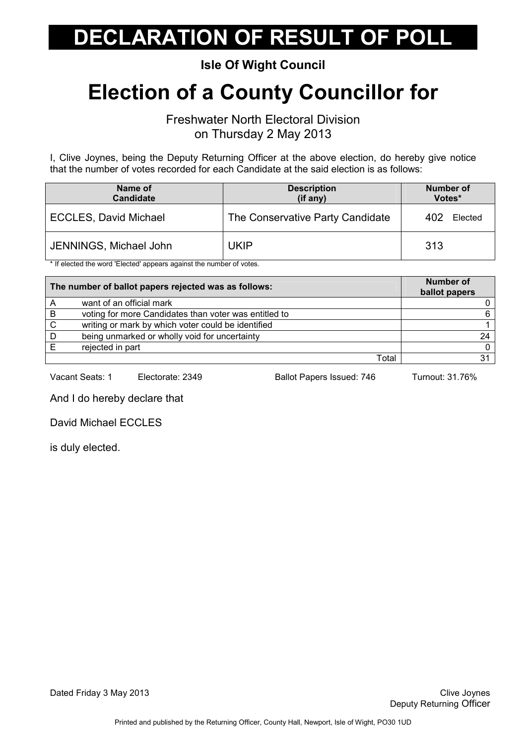# DECLARATION OF RESULT OF POLL

**Isle Of Wight Council**

# Election of a County Councillor for

Freshwater North Electoral Division
on Thursday 2 May 2013

I, Clive Joynes, being the Deputy Returning Officer at the above election, do hereby give notice that the number of votes recorded for each Candidate at the said election is as follows:

| Name of Candidate | Description (if any) | Number of Votes* |
|---|---|---|
| ECCLES, David Michael | The Conservative Party Candidate | 402 Elected |
| JENNINGS, Michael John | UKIP | 313 |

* If elected the word 'Elected' appears against the number of votes.

| The number of ballot papers rejected was as follows: | | Number of ballot papers |
|---|---|---|
| A | want of an official mark | 0 |
| B | voting for more Candidates than voter was entitled to | 6 |
| C | writing or mark by which voter could be identified | 1 |
| D | being unmarked or wholly void for uncertainty | 24 |
| E | rejected in part | 0 |
| | Total | 31 |

Vacant Seats: 1 Electorate: 2349 Ballot Papers Issued: 746 Turnout: 31.76%

And I do hereby declare that

David Michael ECCLES

is duly elected.

Dated Friday 3 May 2013

Clive Joynes
Deputy Returning Officer

Printed and published by the Returning Officer, County Hall, Newport, Isle of Wight, PO30 1UD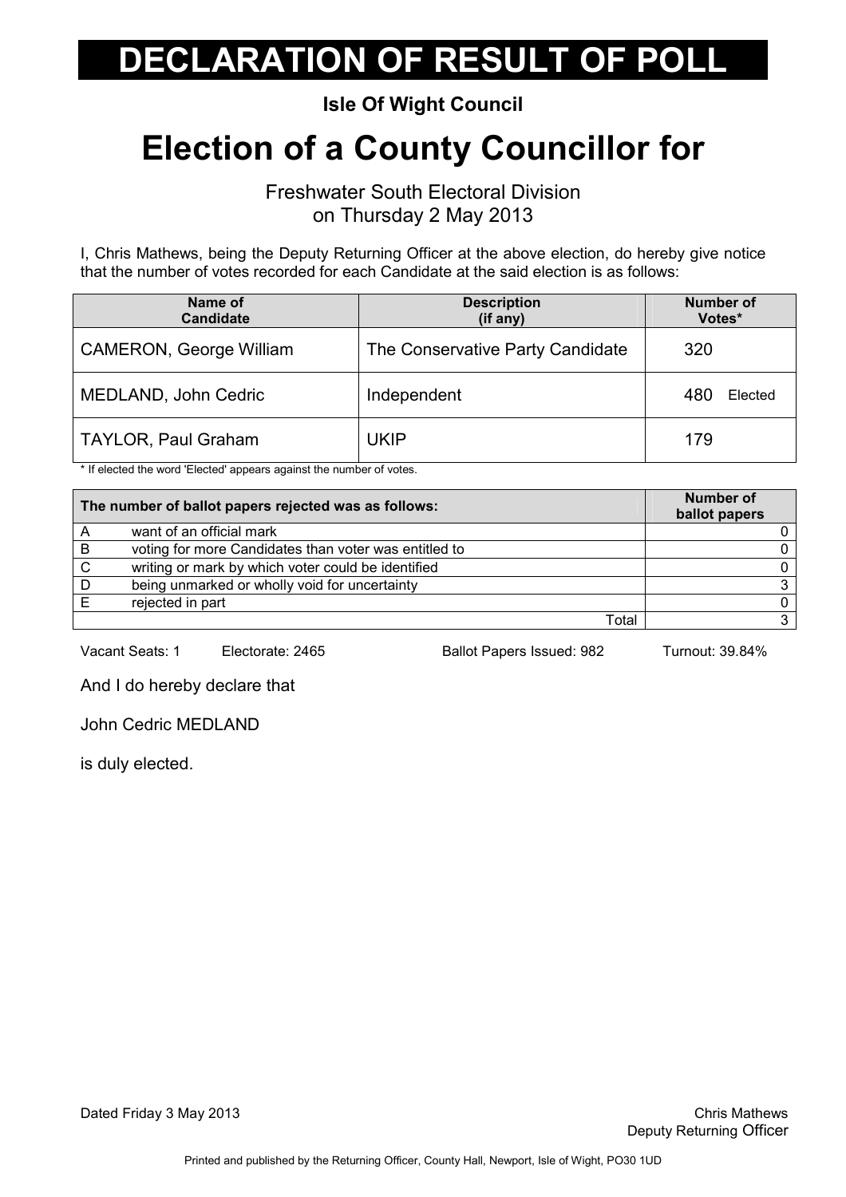# DECLARATION OF RESULT OF POLL

**Isle Of Wight Council**

# Election of a County Councillor for

Freshwater South Electoral Division
on Thursday 2 May 2013

I, Chris Mathews, being the Deputy Returning Officer at the above election, do hereby give notice that the number of votes recorded for each Candidate at the said election is as follows:

| Name of Candidate | Description (if any) | Number of Votes* |
|---|---|---|
| CAMERON, George William | The Conservative Party Candidate | 320 |
| MEDLAND, John Cedric | Independent | 480 Elected |
| TAYLOR, Paul Graham | UKIP | 179 |

* If elected the word 'Elected' appears against the number of votes.

| The number of ballot papers rejected was as follows: | | Number of ballot papers |
|---|---|---|
| A | want of an official mark | 0 |
| B | voting for more Candidates than voter was entitled to | 0 |
| C | writing or mark by which voter could be identified | 0 |
| D | being unmarked or wholly void for uncertainty | 3 |
| E | rejected in part | 0 |
| | Total | 3 |

Vacant Seats: 1 Electorate: 2465 Ballot Papers Issued: 982 Turnout: 39.84%

And I do hereby declare that

John Cedric MEDLAND

is duly elected.

Dated Friday 3 May 2013

Chris Mathews
Deputy Returning Officer

Printed and published by the Returning Officer, County Hall, Newport, Isle of Wight, PO30 1UD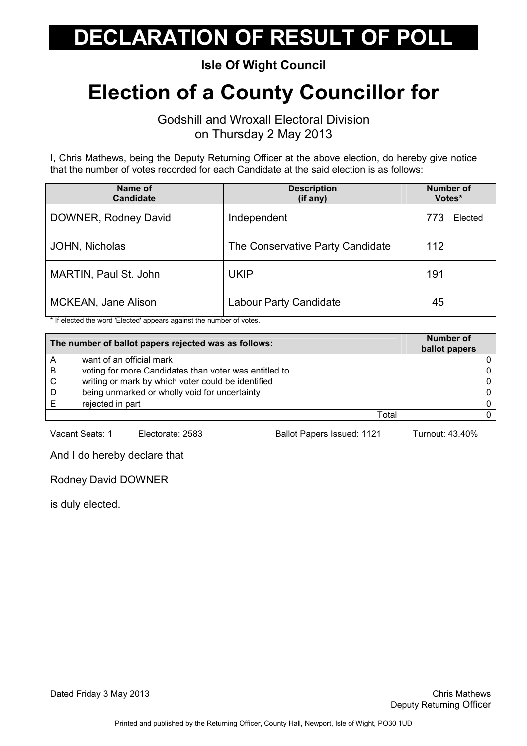# DECLARATION OF RESULT OF POLL

**Isle Of Wight Council**

# Election of a County Councillor for

Godshill and Wroxall Electoral Division
on Thursday 2 May 2013

I, Chris Mathews, being the Deputy Returning Officer at the above election, do hereby give notice that the number of votes recorded for each Candidate at the said election is as follows:

| Name of Candidate | Description (if any) | Number of Votes* |
|---|---|---|
| DOWNER, Rodney David | Independent | 773 Elected |
| JOHN, Nicholas | The Conservative Party Candidate | 112 |
| MARTIN, Paul St. John | UKIP | 191 |
| MCKEAN, Jane Alison | Labour Party Candidate | 45 |

* If elected the word 'Elected' appears against the number of votes.

| The number of ballot papers rejected was as follows: | | Number of ballot papers |
|---|---|---|
| A | want of an official mark | 0 |
| B | voting for more Candidates than voter was entitled to | 0 |
| C | writing or mark by which voter could be identified | 0 |
| D | being unmarked or wholly void for uncertainty | 0 |
| E | rejected in part | 0 |
| | Total | 0 |

Vacant Seats: 1 Electorate: 2583 Ballot Papers Issued: 1121 Turnout: 43.40%

And I do hereby declare that

Rodney David DOWNER

is duly elected.

Dated Friday 3 May 2013

Chris Mathews
Deputy Returning Officer

Printed and published by the Returning Officer, County Hall, Newport, Isle of Wight, PO30 1UD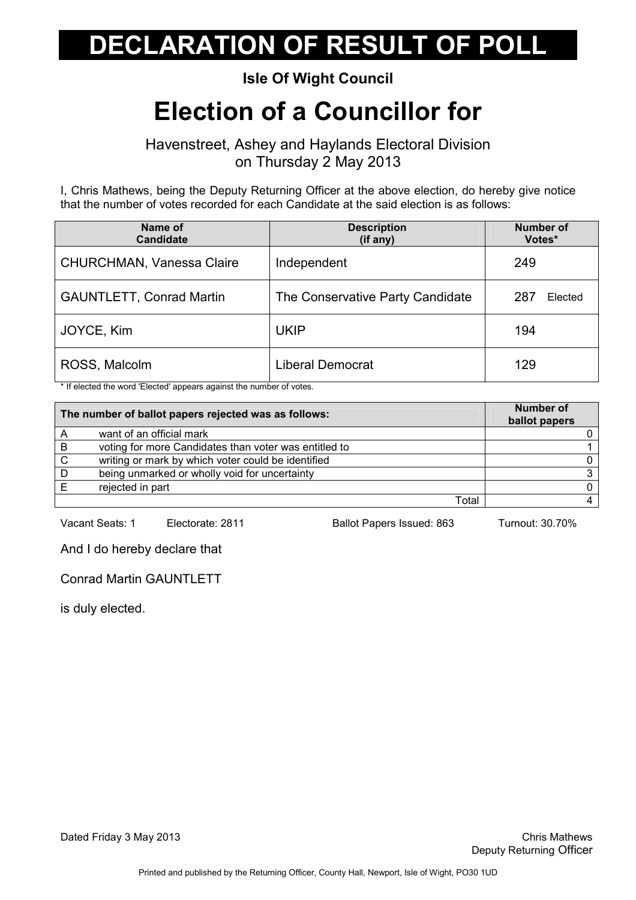# DECLARATION OF RESULT OF POLL

**Isle Of Wight Council**

# Election of a Councillor for

Havenstreet, Ashey and Haylands Electoral Division
on Thursday 2 May 2013

I, Chris Mathews, being the Deputy Returning Officer at the above election, do hereby give notice that the number of votes recorded for each Candidate at the said election is as follows:

| Name of Candidate | Description (if any) | Number of Votes* |
|---|---|---|
| CHURCHMAN, Vanessa Claire | Independent | 249 |
| GAUNTLETT, Conrad Martin | The Conservative Party Candidate | 287 Elected |
| JOYCE, Kim | UKIP | 194 |
| ROSS, Malcolm | Liberal Democrat | 129 |

* If elected the word 'Elected' appears against the number of votes.

| The number of ballot papers rejected was as follows: | | Number of ballot papers |
|---|---|---|
| A | want of an official mark | 0 |
| B | voting for more Candidates than voter was entitled to | 1 |
| C | writing or mark by which voter could be identified | 0 |
| D | being unmarked or wholly void for uncertainty | 3 |
| E | rejected in part | 0 |
| | Total | 4 |

Vacant Seats: 1 Electorate: 2811 Ballot Papers Issued: 863 Turnout: 30.70%

And I do hereby declare that

Conrad Martin GAUNTLETT

is duly elected.

Dated Friday 3 May 2013

Chris Mathews
Deputy Returning Officer

Printed and published by the Returning Officer, County Hall, Newport, Isle of Wight, PO30 1UD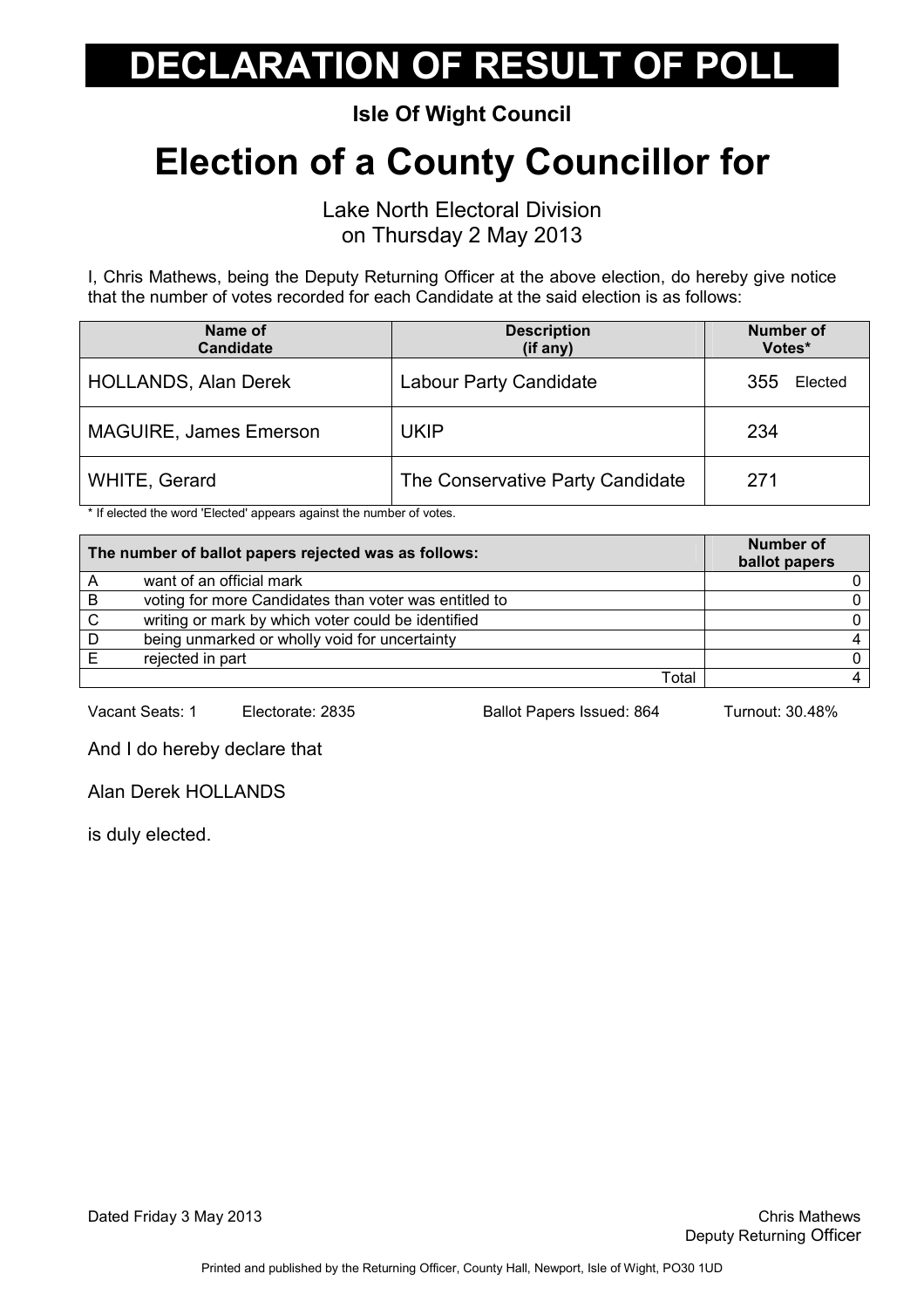# DECLARATION OF RESULT OF POLL

**Isle Of Wight Council**

# Election of a County Councillor for

Lake North Electoral Division
on Thursday 2 May 2013

I, Chris Mathews, being the Deputy Returning Officer at the above election, do hereby give notice that the number of votes recorded for each Candidate at the said election is as follows:

| Name of Candidate | Description (if any) | Number of Votes* |
|---|---|---|
| HOLLANDS, Alan Derek | Labour Party Candidate | 355 Elected |
| MAGUIRE, James Emerson | UKIP | 234 |
| WHITE, Gerard | The Conservative Party Candidate | 271 |

* If elected the word 'Elected' appears against the number of votes.

| The number of ballot papers rejected was as follows: | | Number of ballot papers |
|---|---|---|
| A | want of an official mark | 0 |
| B | voting for more Candidates than voter was entitled to | 0 |
| C | writing or mark by which voter could be identified | 0 |
| D | being unmarked or wholly void for uncertainty | 4 |
| E | rejected in part | 0 |
| | Total | 4 |

Vacant Seats: 1 Electorate: 2835 Ballot Papers Issued: 864 Turnout: 30.48%

And I do hereby declare that

Alan Derek HOLLANDS

is duly elected.

Dated Friday 3 May 2013

Chris Mathews
Deputy Returning Officer

Printed and published by the Returning Officer, County Hall, Newport, Isle of Wight, PO30 1UD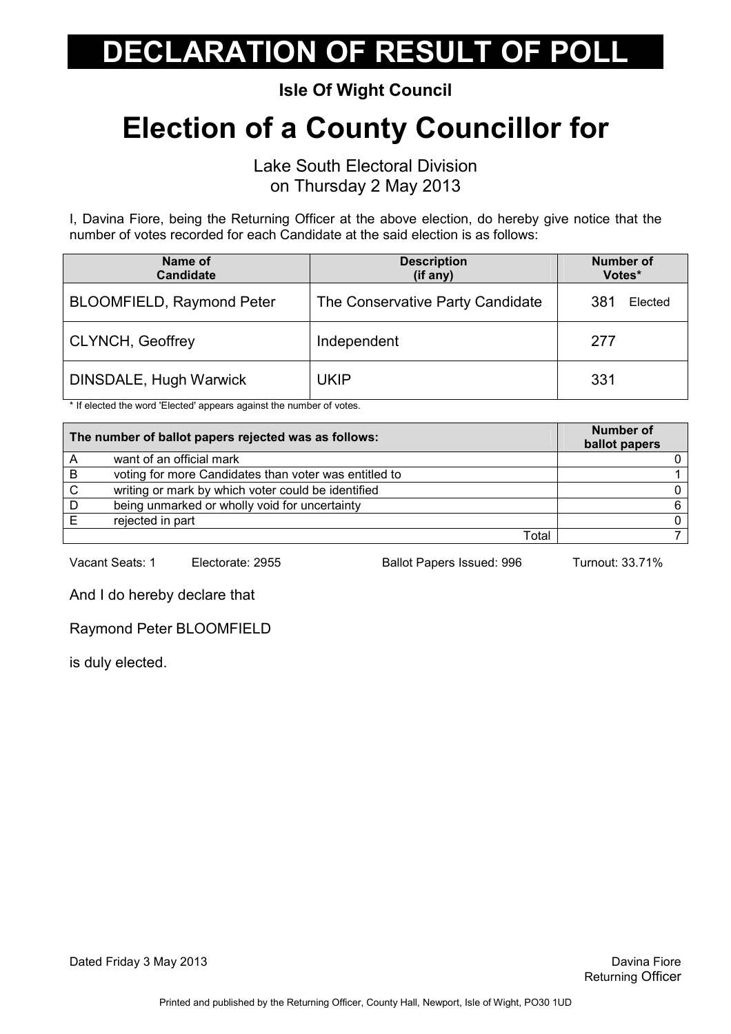# DECLARATION OF RESULT OF POLL

**Isle Of Wight Council**

## Election of a County Councillor for

Lake South Electoral Division
on Thursday 2 May 2013

I, Davina Fiore, being the Returning Officer at the above election, do hereby give notice that the number of votes recorded for each Candidate at the said election is as follows:

| Name of Candidate | Description (if any) | Number of Votes* |
|---|---|---|
| BLOOMFIELD, Raymond Peter | The Conservative Party Candidate | 381 Elected |
| CLYNCH, Geoffrey | Independent | 277 |
| DINSDALE, Hugh Warwick | UKIP | 331 |

* If elected the word 'Elected' appears against the number of votes.

| The number of ballot papers rejected was as follows: | | Number of ballot papers |
|---|---|---|
| A | want of an official mark | 0 |
| B | voting for more Candidates than voter was entitled to | 1 |
| C | writing or mark by which voter could be identified | 0 |
| D | being unmarked or wholly void for uncertainty | 6 |
| E | rejected in part | 0 |
| | Total | 7 |

Vacant Seats: 1 Electorate: 2955 Ballot Papers Issued: 996 Turnout: 33.71%

And I do hereby declare that

Raymond Peter BLOOMFIELD

is duly elected.

Dated Friday 3 May 2013

Davina Fiore
Returning Officer

Printed and published by the Returning Officer, County Hall, Newport, Isle of Wight, PO30 1UD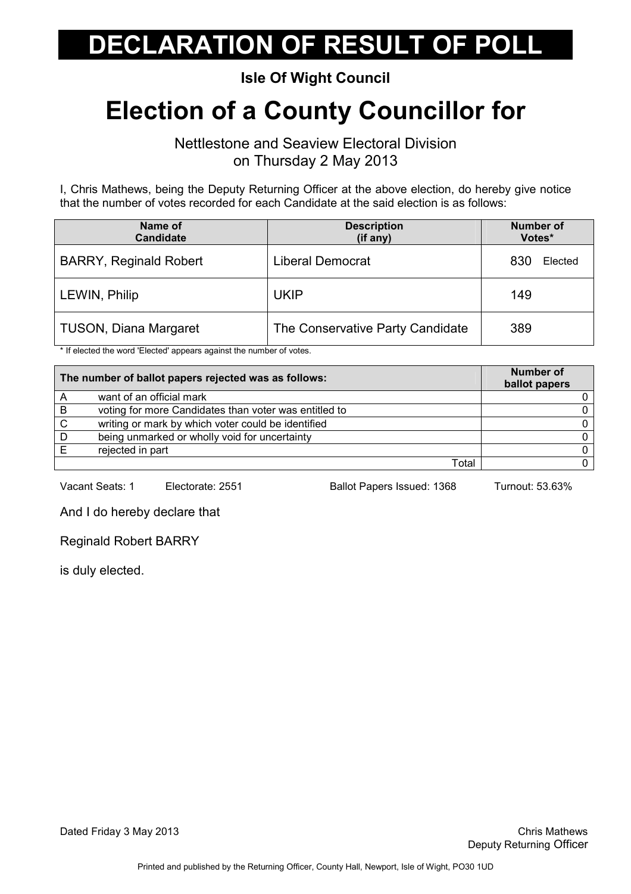# DECLARATION OF RESULT OF POLL

**Isle Of Wight Council**

# Election of a County Councillor for

Nettlestone and Seaview Electoral Division
on Thursday 2 May 2013

I, Chris Mathews, being the Deputy Returning Officer at the above election, do hereby give notice that the number of votes recorded for each Candidate at the said election is as follows:

| Name of Candidate | Description (if any) | Number of Votes* |
|---|---|---|
| BARRY, Reginald Robert | Liberal Democrat | 830 Elected |
| LEWIN, Philip | UKIP | 149 |
| TUSON, Diana Margaret | The Conservative Party Candidate | 389 |

\* If elected the word 'Elected' appears against the number of votes.

| The number of ballot papers rejected was as follows: | | Number of ballot papers |
|---|---|---|
| A | want of an official mark | 0 |
| B | voting for more Candidates than voter was entitled to | 0 |
| C | writing or mark by which voter could be identified | 0 |
| D | being unmarked or wholly void for uncertainty | 0 |
| E | rejected in part | 0 |
| | Total | 0 |

Vacant Seats: 1 Electorate: 2551 Ballot Papers Issued: 1368 Turnout: 53.63%

And I do hereby declare that

Reginald Robert BARRY

is duly elected.

Dated Friday 3 May 2013

Chris Mathews
Deputy Returning Officer

Printed and published by the Returning Officer, County Hall, Newport, Isle of Wight, PO30 1UD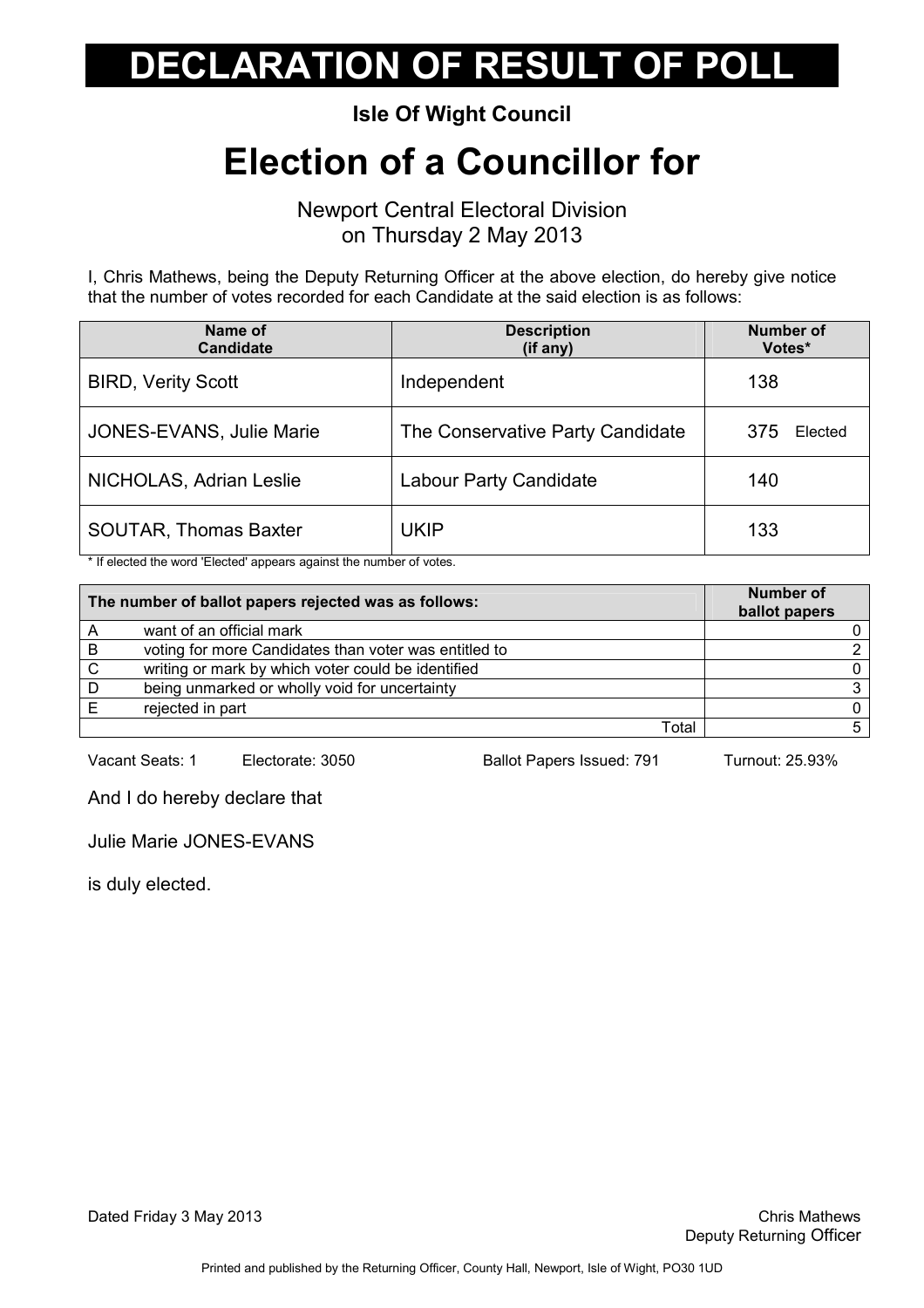# DECLARATION OF RESULT OF POLL

**Isle Of Wight Council**

# Election of a Councillor for

Newport Central Electoral Division
on Thursday 2 May 2013

I, Chris Mathews, being the Deputy Returning Officer at the above election, do hereby give notice that the number of votes recorded for each Candidate at the said election is as follows:

| Name of Candidate | Description (if any) | Number of Votes* |
|---|---|---|
| BIRD, Verity Scott | Independent | 138 |
| JONES-EVANS, Julie Marie | The Conservative Party Candidate | 375 Elected |
| NICHOLAS, Adrian Leslie | Labour Party Candidate | 140 |
| SOUTAR, Thomas Baxter | UKIP | 133 |

* If elected the word 'Elected' appears against the number of votes.

| The number of ballot papers rejected was as follows: | | Number of ballot papers |
|---|---|---|
| A | want of an official mark | 0 |
| B | voting for more Candidates than voter was entitled to | 2 |
| C | writing or mark by which voter could be identified | 0 |
| D | being unmarked or wholly void for uncertainty | 3 |
| E | rejected in part | 0 |
| | Total | 5 |

Vacant Seats: 1 Electorate: 3050 Ballot Papers Issued: 791 Turnout: 25.93%

And I do hereby declare that

Julie Marie JONES-EVANS

is duly elected.

Dated Friday 3 May 2013

Chris Mathews
Deputy Returning Officer

Printed and published by the Returning Officer, County Hall, Newport, Isle of Wight, PO30 1UD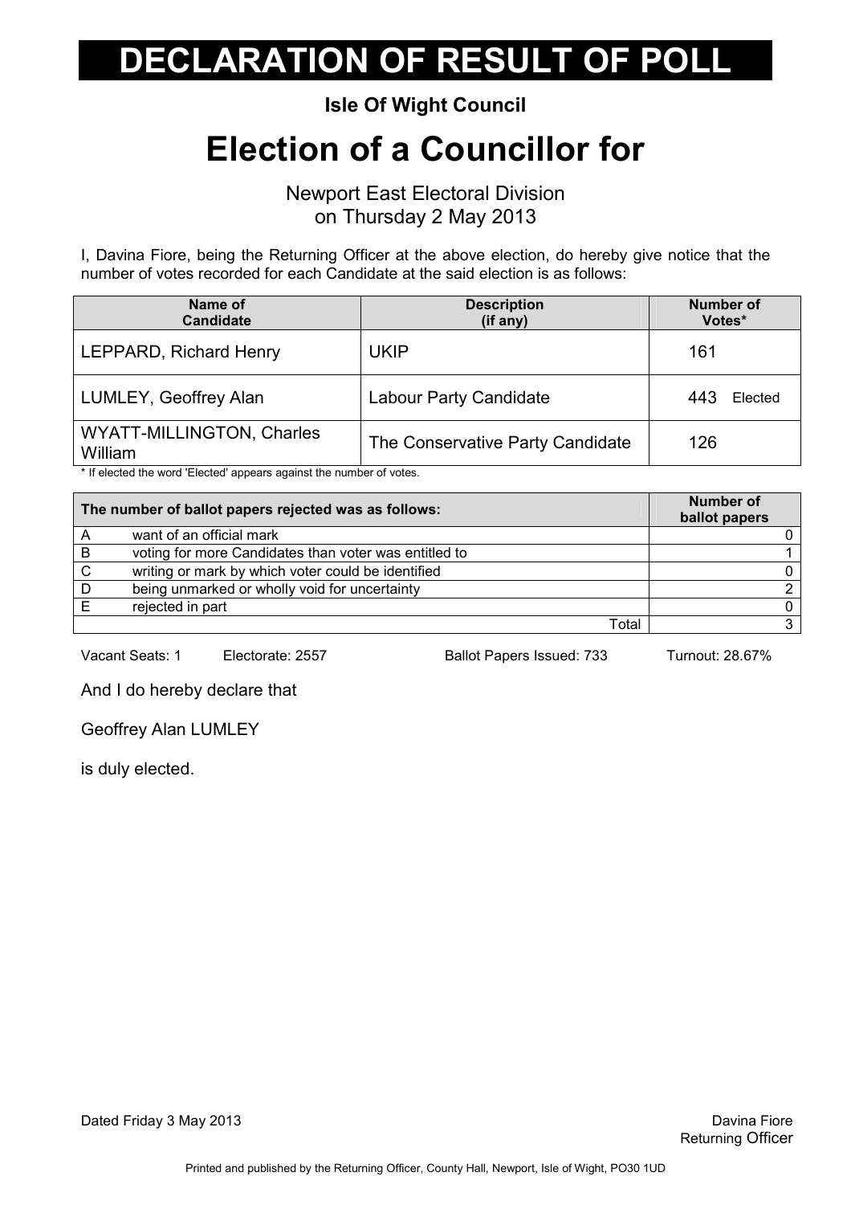# DECLARATION OF RESULT OF POLL

**Isle Of Wight Council**

# Election of a Councillor for

Newport East Electoral Division
on Thursday 2 May 2013

I, Davina Fiore, being the Returning Officer at the above election, do hereby give notice that the number of votes recorded for each Candidate at the said election is as follows:

| Name of Candidate | Description (if any) | Number of Votes* |
|---|---|---|
| LEPPARD, Richard Henry | UKIP | 161 |
| LUMLEY, Geoffrey Alan | Labour Party Candidate | 443 Elected |
| WYATT-MILLINGTON, Charles William | The Conservative Party Candidate | 126 |

* If elected the word 'Elected' appears against the number of votes.

| The number of ballot papers rejected was as follows: | | Number of ballot papers |
|---|---|---|
| A | want of an official mark | 0 |
| B | voting for more Candidates than voter was entitled to | 1 |
| C | writing or mark by which voter could be identified | 0 |
| D | being unmarked or wholly void for uncertainty | 2 |
| E | rejected in part | 0 |
| | Total | 3 |

Vacant Seats: 1 Electorate: 2557 Ballot Papers Issued: 733 Turnout: 28.67%

And I do hereby declare that

Geoffrey Alan LUMLEY

is duly elected.

Dated Friday 3 May 2013

Davina Fiore
Returning Officer

Printed and published by the Returning Officer, County Hall, Newport, Isle of Wight, PO30 1UD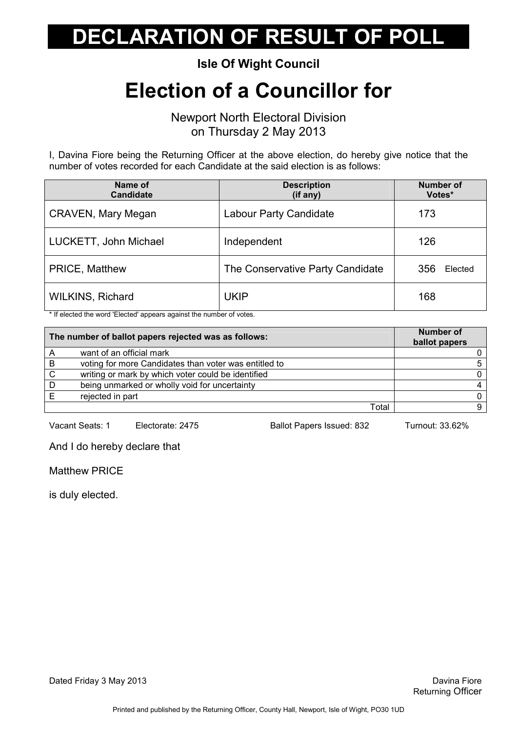# DECLARATION OF RESULT OF POLL

**Isle Of Wight Council**

## Election of a Councillor for

Newport North Electoral Division
on Thursday 2 May 2013

I, Davina Fiore being the Returning Officer at the above election, do hereby give notice that the number of votes recorded for each Candidate at the said election is as follows:

| Name of Candidate | Description (if any) | Number of Votes* |
|---|---|---|
| CRAVEN, Mary Megan | Labour Party Candidate | 173 |
| LUCKETT, John Michael | Independent | 126 |
| PRICE, Matthew | The Conservative Party Candidate | 356 Elected |
| WILKINS, Richard | UKIP | 168 |

* If elected the word 'Elected' appears against the number of votes.

| The number of ballot papers rejected was as follows: | | Number of ballot papers |
|---|---|---|
| A | want of an official mark | 0 |
| B | voting for more Candidates than voter was entitled to | 5 |
| C | writing or mark by which voter could be identified | 0 |
| D | being unmarked or wholly void for uncertainty | 4 |
| E | rejected in part | 0 |
| | Total | 9 |

Vacant Seats: 1 Electorate: 2475 Ballot Papers Issued: 832 Turnout: 33.62%

And I do hereby declare that

Matthew PRICE

is duly elected.

Dated Friday 3 May 2013

Davina Fiore
Returning Officer

Printed and published by the Returning Officer, County Hall, Newport, Isle of Wight, PO30 1UD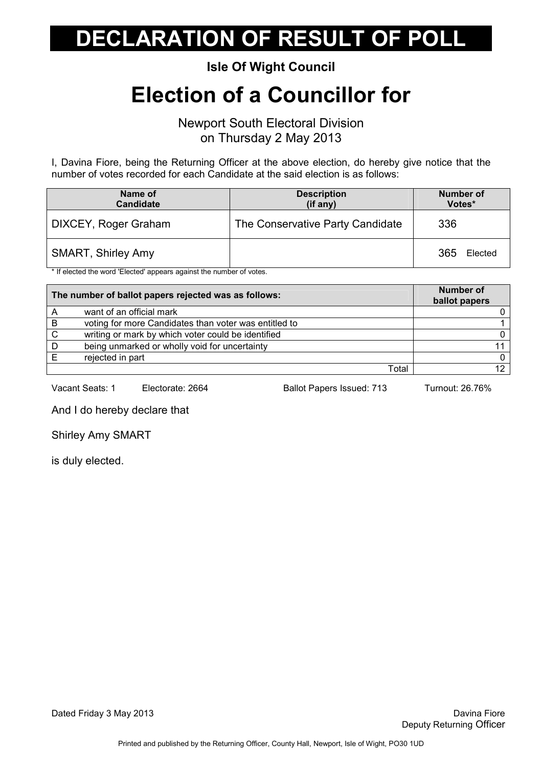# DECLARATION OF RESULT OF POLL

**Isle Of Wight Council**

# Election of a Councillor for

Newport South Electoral Division
on Thursday 2 May 2013

I, Davina Fiore, being the Returning Officer at the above election, do hereby give notice that the number of votes recorded for each Candidate at the said election is as follows:

| Name of Candidate | Description (if any) | Number of Votes* |
|---|---|---|
| DIXCEY, Roger Graham | The Conservative Party Candidate | 336 |
| SMART, Shirley Amy | | 365 Elected |

* If elected the word 'Elected' appears against the number of votes.

| The number of ballot papers rejected was as follows: | | Number of ballot papers |
|---|---|---|
| A | want of an official mark | 0 |
| B | voting for more Candidates than voter was entitled to | 1 |
| C | writing or mark by which voter could be identified | 0 |
| D | being unmarked or wholly void for uncertainty | 11 |
| E | rejected in part | 0 |
| | Total | 12 |

Vacant Seats: 1 Electorate: 2664 Ballot Papers Issued: 713 Turnout: 26.76%

And I do hereby declare that

Shirley Amy SMART

is duly elected.

Dated Friday 3 May 2013

Davina Fiore
Deputy Returning Officer

Printed and published by the Returning Officer, County Hall, Newport, Isle of Wight, PO30 1UD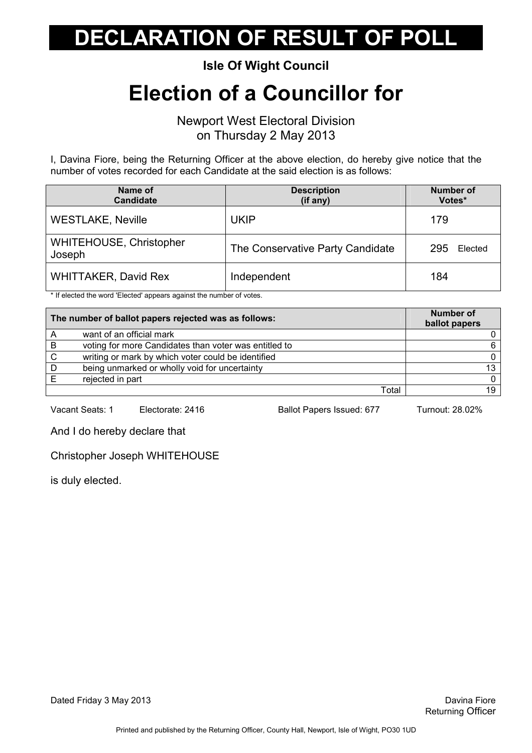# DECLARATION OF RESULT OF POLL

**Isle Of Wight Council**

# Election of a Councillor for

Newport West Electoral Division
on Thursday 2 May 2013

I, Davina Fiore, being the Returning Officer at the above election, do hereby give notice that the number of votes recorded for each Candidate at the said election is as follows:

| Name of Candidate | Description (if any) | Number of Votes* |
|---|---|---|
| WESTLAKE, Neville | UKIP | 179 |
| WHITEHOUSE, Christopher Joseph | The Conservative Party Candidate | 295 Elected |
| WHITTAKER, David Rex | Independent | 184 |

\* If elected the word 'Elected' appears against the number of votes.

| | The number of ballot papers rejected was as follows: | Number of ballot papers |
|---|---|---|
| A | want of an official mark | 0 |
| B | voting for more Candidates than voter was entitled to | 6 |
| C | writing or mark by which voter could be identified | 0 |
| D | being unmarked or wholly void for uncertainty | 13 |
| E | rejected in part | 0 |
| | Total | 19 |

Vacant Seats: 1 Electorate: 2416 Ballot Papers Issued: 677 Turnout: 28.02%

And I do hereby declare that

Christopher Joseph WHITEHOUSE

is duly elected.

Dated Friday 3 May 2013

Davina Fiore
Returning Officer

Printed and published by the Returning Officer, County Hall, Newport, Isle of Wight, PO30 1UD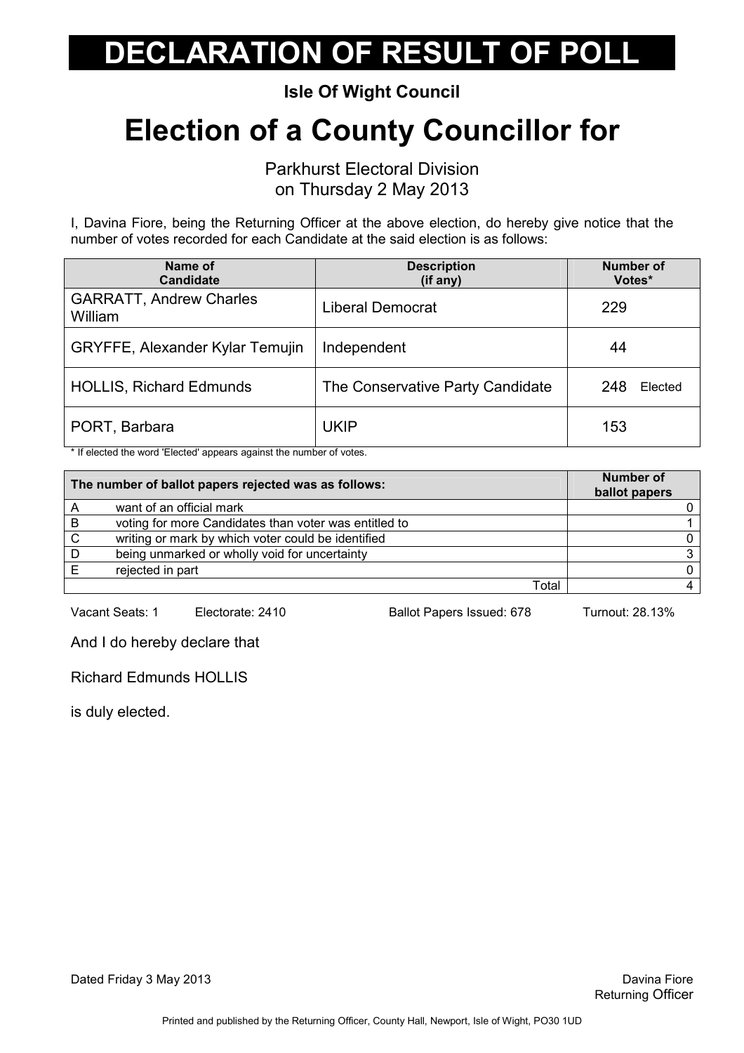# DECLARATION OF RESULT OF POLL

**Isle Of Wight Council**

# Election of a County Councillor for

Parkhurst Electoral Division
on Thursday 2 May 2013

I, Davina Fiore, being the Returning Officer at the above election, do hereby give notice that the number of votes recorded for each Candidate at the said election is as follows:

| Name of Candidate | Description (if any) | Number of Votes* |
|---|---|---|
| GARRATT, Andrew Charles William | Liberal Democrat | 229 |
| GRYFFE, Alexander Kylar Temujin | Independent | 44 |
| HOLLIS, Richard Edmunds | The Conservative Party Candidate | 248 Elected |
| PORT, Barbara | UKIP | 153 |

* If elected the word 'Elected' appears against the number of votes.

| | The number of ballot papers rejected was as follows: | Number of ballot papers |
|---|---|---|
| A | want of an official mark | 0 |
| B | voting for more Candidates than voter was entitled to | 1 |
| C | writing or mark by which voter could be identified | 0 |
| D | being unmarked or wholly void for uncertainty | 3 |
| E | rejected in part | 0 |
| | Total | 4 |

Vacant Seats: 1 Electorate: 2410 Ballot Papers Issued: 678 Turnout: 28.13%

And I do hereby declare that

Richard Edmunds HOLLIS

is duly elected.

Dated Friday 3 May 2013

Davina Fiore
Returning Officer

Printed and published by the Returning Officer, County Hall, Newport, Isle of Wight, PO30 1UD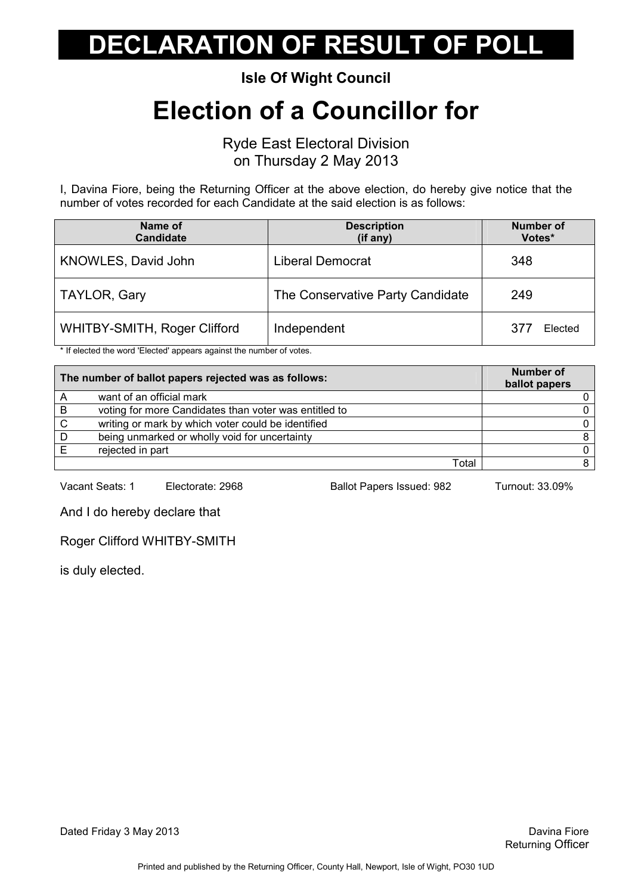# DECLARATION OF RESULT OF POLL

**Isle Of Wight Council**

# Election of a Councillor for

Ryde East Electoral Division
on Thursday 2 May 2013

I, Davina Fiore, being the Returning Officer at the above election, do hereby give notice that the number of votes recorded for each Candidate at the said election is as follows:

| Name of Candidate | Description (if any) | Number of Votes* |
|---|---|---|
| KNOWLES, David John | Liberal Democrat | 348 |
| TAYLOR, Gary | The Conservative Party Candidate | 249 |
| WHITBY-SMITH, Roger Clifford | Independent | 377 Elected |

* If elected the word 'Elected' appears against the number of votes.

| The number of ballot papers rejected was as follows: | | Number of ballot papers |
|---|---|---|
| A | want of an official mark | 0 |
| B | voting for more Candidates than voter was entitled to | 0 |
| C | writing or mark by which voter could be identified | 0 |
| D | being unmarked or wholly void for uncertainty | 8 |
| E | rejected in part | 0 |
| | Total | 8 |

Vacant Seats: 1 Electorate: 2968 Ballot Papers Issued: 982 Turnout: 33.09%

And I do hereby declare that

Roger Clifford WHITBY-SMITH

is duly elected.

Dated Friday 3 May 2013

Davina Fiore
Returning Officer

Printed and published by the Returning Officer, County Hall, Newport, Isle of Wight, PO30 1UD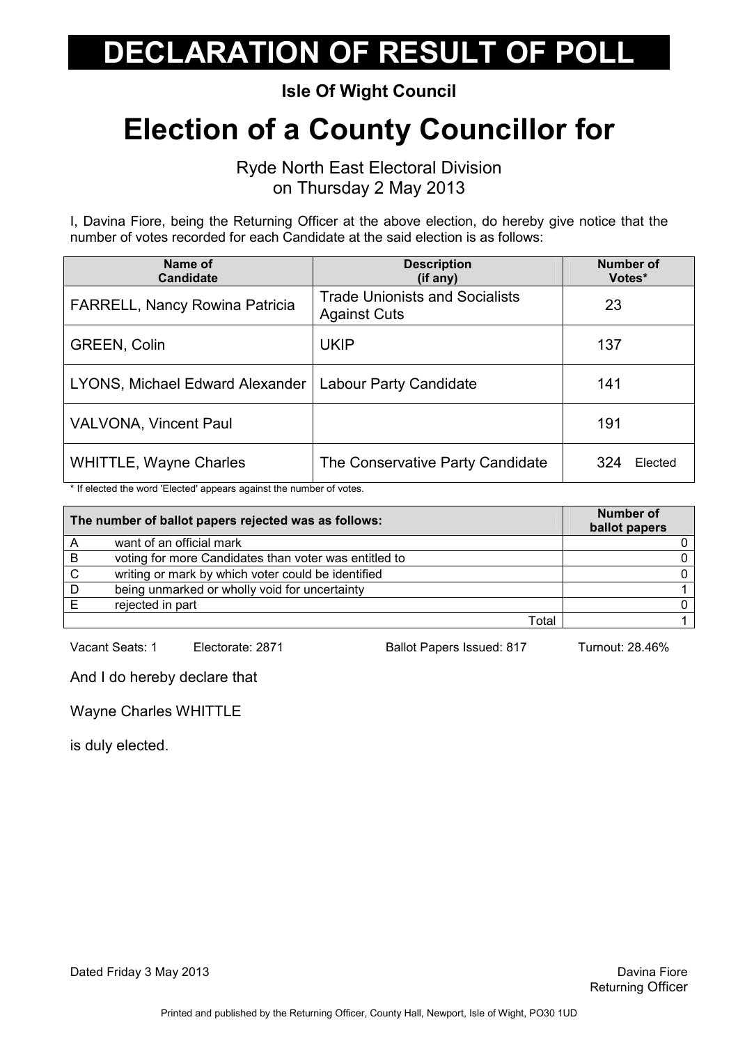# DECLARATION OF RESULT OF POLL

**Isle Of Wight Council**

# Election of a County Councillor for

Ryde North East Electoral Division
on Thursday 2 May 2013

I, Davina Fiore, being the Returning Officer at the above election, do hereby give notice that the number of votes recorded for each Candidate at the said election is as follows:

| Name of Candidate | Description (if any) | Number of Votes* |
|---|---|---|
| FARRELL, Nancy Rowina Patricia | Trade Unionists and Socialists Against Cuts | 23 |
| GREEN, Colin | UKIP | 137 |
| LYONS, Michael Edward Alexander | Labour Party Candidate | 141 |
| VALVONA, Vincent Paul | | 191 |
| WHITTLE, Wayne Charles | The Conservative Party Candidate | 324 Elected |

\* If elected the word 'Elected' appears against the number of votes.

| The number of ballot papers rejected was as follows: | | Number of ballot papers |
|---|---|---|
| A | want of an official mark | 0 |
| B | voting for more Candidates than voter was entitled to | 0 |
| C | writing or mark by which voter could be identified | 0 |
| D | being unmarked or wholly void for uncertainty | 1 |
| E | rejected in part | 0 |
| | Total | 1 |

Vacant Seats: 1 Electorate: 2871 Ballot Papers Issued: 817 Turnout: 28.46%

And I do hereby declare that

Wayne Charles WHITTLE

is duly elected.

Dated Friday 3 May 2013

Davina Fiore
Returning Officer

Printed and published by the Returning Officer, County Hall, Newport, Isle of Wight, PO30 1UD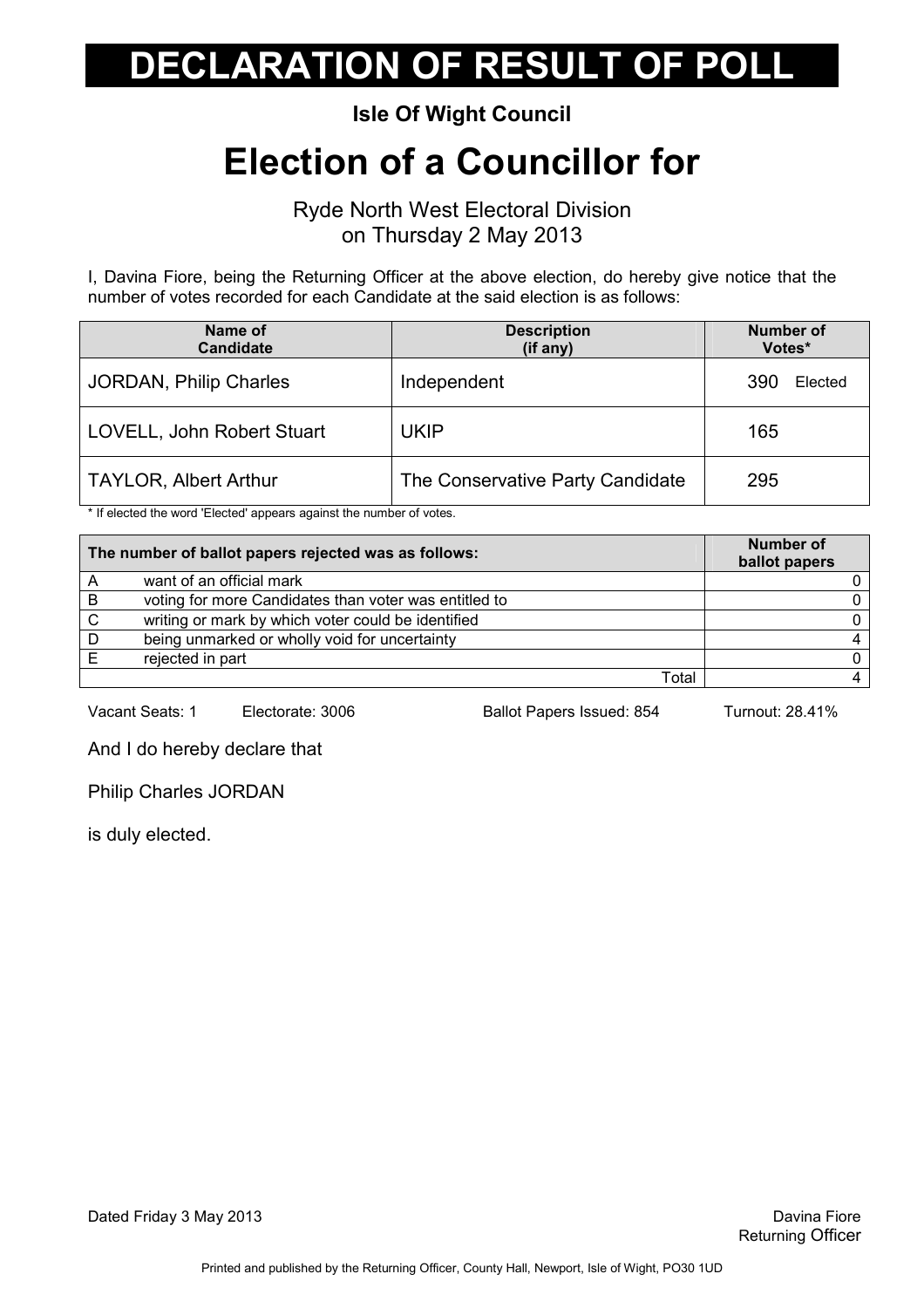# DECLARATION OF RESULT OF POLL

**Isle Of Wight Council**

# Election of a Councillor for

Ryde North West Electoral Division
on Thursday 2 May 2013

I, Davina Fiore, being the Returning Officer at the above election, do hereby give notice that the number of votes recorded for each Candidate at the said election is as follows:

| Name of Candidate | Description (if any) | Number of Votes* |
|---|---|---|
| JORDAN, Philip Charles | Independent | 390 Elected |
| LOVELL, John Robert Stuart | UKIP | 165 |
| TAYLOR, Albert Arthur | The Conservative Party Candidate | 295 |

\* If elected the word 'Elected' appears against the number of votes.

| | The number of ballot papers rejected was as follows: | Number of ballot papers |
|---|---|---|
| A | want of an official mark | 0 |
| B | voting for more Candidates than voter was entitled to | 0 |
| C | writing or mark by which voter could be identified | 0 |
| D | being unmarked or wholly void for uncertainty | 4 |
| E | rejected in part | 0 |
| | Total | 4 |

Vacant Seats: 1 Electorate: 3006 Ballot Papers Issued: 854 Turnout: 28.41%

And I do hereby declare that

Philip Charles JORDAN

is duly elected.

Dated Friday 3 May 2013

Davina Fiore
Returning Officer

Printed and published by the Returning Officer, County Hall, Newport, Isle of Wight, PO30 1UD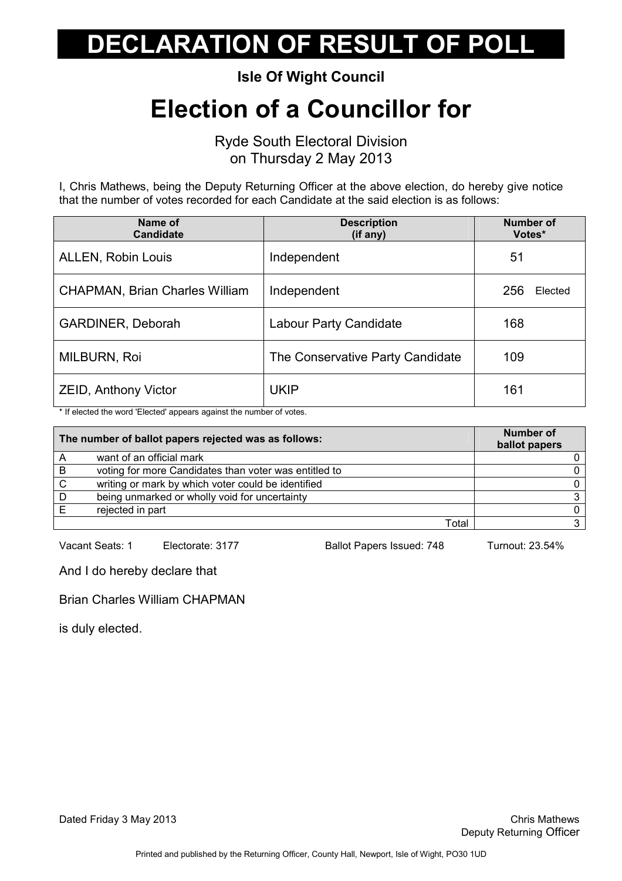# DECLARATION OF RESULT OF POLL

**Isle Of Wight Council**

# Election of a Councillor for

Ryde South Electoral Division
on Thursday 2 May 2013

I, Chris Mathews, being the Deputy Returning Officer at the above election, do hereby give notice that the number of votes recorded for each Candidate at the said election is as follows:

| Name of Candidate | Description (if any) | Number of Votes* |
|---|---|---|
| ALLEN, Robin Louis | Independent | 51 |
| CHAPMAN, Brian Charles William | Independent | 256 Elected |
| GARDINER, Deborah | Labour Party Candidate | 168 |
| MILBURN, Roi | The Conservative Party Candidate | 109 |
| ZEID, Anthony Victor | UKIP | 161 |

* If elected the word 'Elected' appears against the number of votes.

| The number of ballot papers rejected was as follows: | | Number of ballot papers |
|---|---|---|
| A | want of an official mark | 0 |
| B | voting for more Candidates than voter was entitled to | 0 |
| C | writing or mark by which voter could be identified | 0 |
| D | being unmarked or wholly void for uncertainty | 3 |
| E | rejected in part | 0 |
| | Total | 3 |

Vacant Seats: 1 Electorate: 3177 Ballot Papers Issued: 748 Turnout: 23.54%

And I do hereby declare that

Brian Charles William CHAPMAN

is duly elected.

Dated Friday 3 May 2013

Chris Mathews
Deputy Returning Officer

Printed and published by the Returning Officer, County Hall, Newport, Isle of Wight, PO30 1UD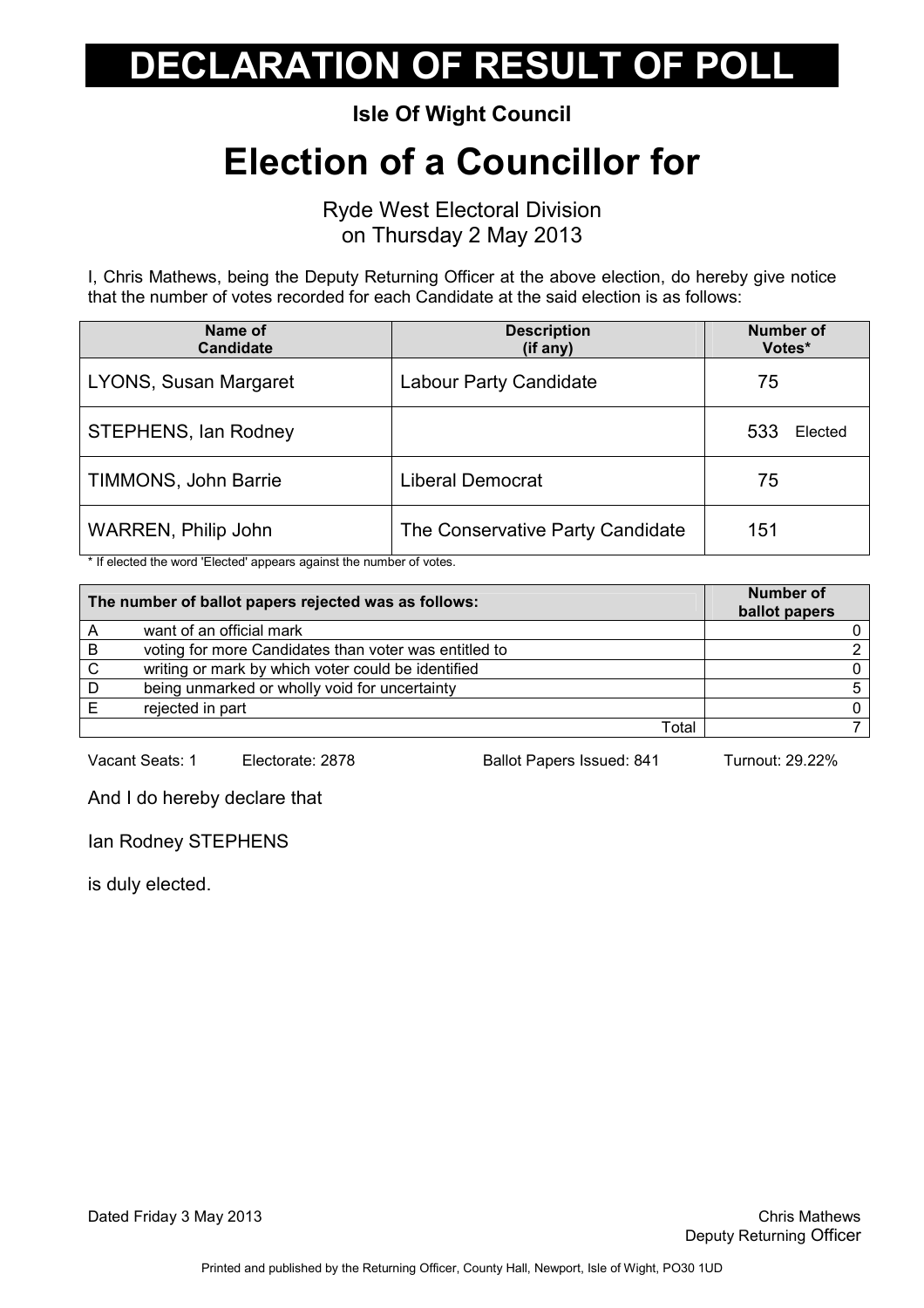# DECLARATION OF RESULT OF POLL

**Isle Of Wight Council**

# Election of a Councillor for

Ryde West Electoral Division
on Thursday 2 May 2013

I, Chris Mathews, being the Deputy Returning Officer at the above election, do hereby give notice that the number of votes recorded for each Candidate at the said election is as follows:

| Name of Candidate | Description (if any) | Number of Votes* |
|---|---|---|
| LYONS, Susan Margaret | Labour Party Candidate | 75 |
| STEPHENS, Ian Rodney | | 533 Elected |
| TIMMONS, John Barrie | Liberal Democrat | 75 |
| WARREN, Philip John | The Conservative Party Candidate | 151 |

* If elected the word 'Elected' appears against the number of votes.

| | The number of ballot papers rejected was as follows: | Number of ballot papers |
|---|---|---|
| A | want of an official mark | 0 |
| B | voting for more Candidates than voter was entitled to | 2 |
| C | writing or mark by which voter could be identified | 0 |
| D | being unmarked or wholly void for uncertainty | 5 |
| E | rejected in part | 0 |
| | Total | 7 |

Vacant Seats: 1 Electorate: 2878 Ballot Papers Issued: 841 Turnout: 29.22%

And I do hereby declare that

Ian Rodney STEPHENS

is duly elected.

Dated Friday 3 May 2013

Chris Mathews
Deputy Returning Officer

Printed and published by the Returning Officer, County Hall, Newport, Isle of Wight, PO30 1UD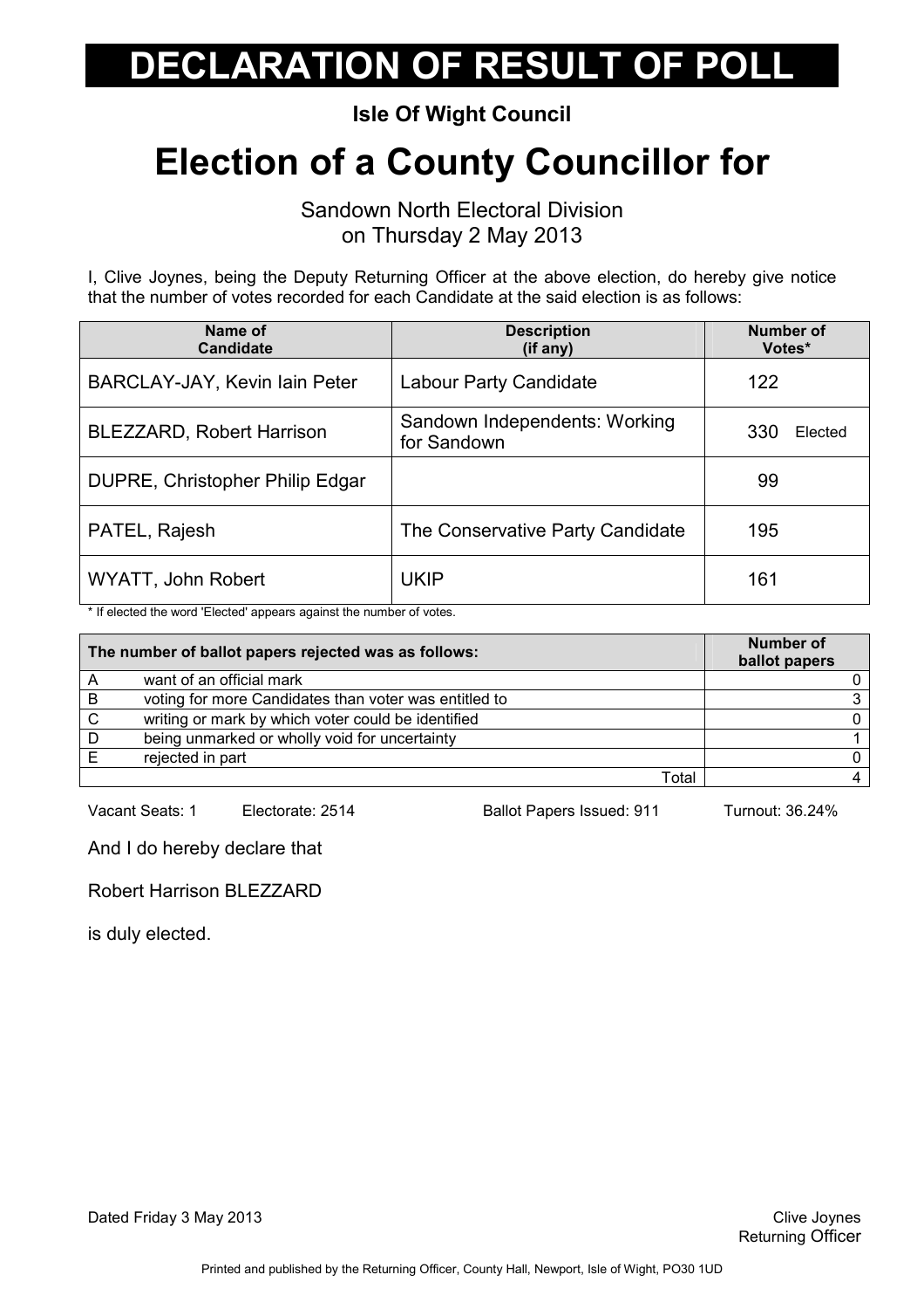# DECLARATION OF RESULT OF POLL

**Isle Of Wight Council**

# Election of a County Councillor for

Sandown North Electoral Division
on Thursday 2 May 2013

I, Clive Joynes, being the Deputy Returning Officer at the above election, do hereby give notice that the number of votes recorded for each Candidate at the said election is as follows:

| Name of Candidate | Description (if any) | Number of Votes* |
|---|---|---|
| BARCLAY-JAY, Kevin Iain Peter | Labour Party Candidate | 122 |
| BLEZZARD, Robert Harrison | Sandown Independents: Working for Sandown | 330 Elected |
| DUPRE, Christopher Philip Edgar | | 99 |
| PATEL, Rajesh | The Conservative Party Candidate | 195 |
| WYATT, John Robert | UKIP | 161 |

* If elected the word 'Elected' appears against the number of votes.

| The number of ballot papers rejected was as follows: | | Number of ballot papers |
|---|---|---|
| A | want of an official mark | 0 |
| B | voting for more Candidates than voter was entitled to | 3 |
| C | writing or mark by which voter could be identified | 0 |
| D | being unmarked or wholly void for uncertainty | 1 |
| E | rejected in part | 0 |
| | Total | 4 |

Vacant Seats: 1 Electorate: 2514 Ballot Papers Issued: 911 Turnout: 36.24%

And I do hereby declare that

Robert Harrison BLEZZARD

is duly elected.

Dated Friday 3 May 2013

Clive Joynes
Returning Officer

Printed and published by the Returning Officer, County Hall, Newport, Isle of Wight, PO30 1UD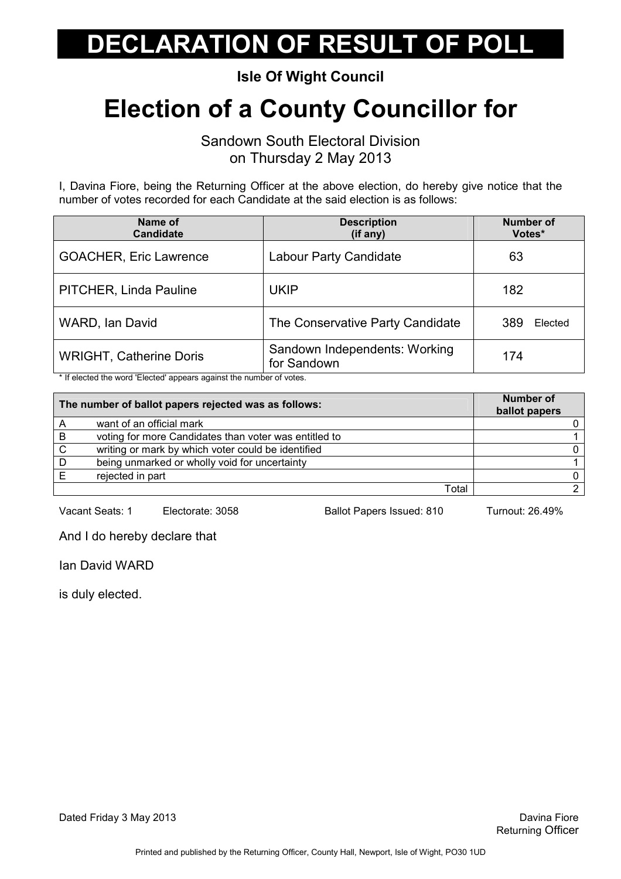# DECLARATION OF RESULT OF POLL

**Isle Of Wight Council**

# Election of a County Councillor for

Sandown South Electoral Division
on Thursday 2 May 2013

I, Davina Fiore, being the Returning Officer at the above election, do hereby give notice that the number of votes recorded for each Candidate at the said election is as follows:

| Name of Candidate | Description (if any) | Number of Votes* |
|---|---|---|
| GOACHER, Eric Lawrence | Labour Party Candidate | 63 |
| PITCHER, Linda Pauline | UKIP | 182 |
| WARD, Ian David | The Conservative Party Candidate | 389 Elected |
| WRIGHT, Catherine Doris | Sandown Independents: Working for Sandown | 174 |

* If elected the word 'Elected' appears against the number of votes.

| | The number of ballot papers rejected was as follows: | Number of ballot papers |
|---|---|---|
| A | want of an official mark | 0 |
| B | voting for more Candidates than voter was entitled to | 1 |
| C | writing or mark by which voter could be identified | 0 |
| D | being unmarked or wholly void for uncertainty | 1 |
| E | rejected in part | 0 |
| | Total | 2 |

Vacant Seats: 1 Electorate: 3058 Ballot Papers Issued: 810 Turnout: 26.49%

And I do hereby declare that

Ian David WARD

is duly elected.

Dated Friday 3 May 2013

Davina Fiore
Returning Officer

Printed and published by the Returning Officer, County Hall, Newport, Isle of Wight, PO30 1UD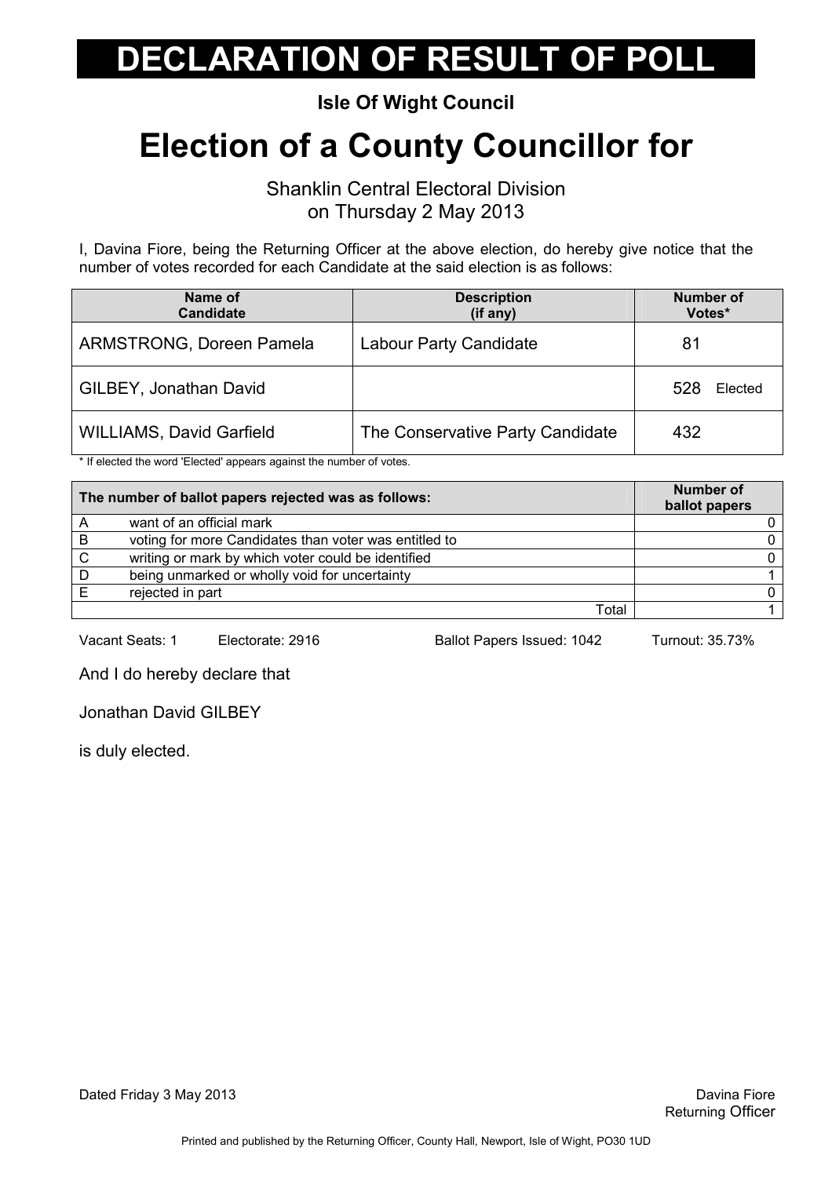# DECLARATION OF RESULT OF POLL

**Isle Of Wight Council**

## Election of a County Councillor for

Shanklin Central Electoral Division
on Thursday 2 May 2013

I, Davina Fiore, being the Returning Officer at the above election, do hereby give notice that the number of votes recorded for each Candidate at the said election is as follows:

| Name of Candidate | Description (if any) | Number of Votes* |
|---|---|---|
| ARMSTRONG, Doreen Pamela | Labour Party Candidate | 81 |
| GILBEY, Jonathan David | | 528 Elected |
| WILLIAMS, David Garfield | The Conservative Party Candidate | 432 |

\* If elected the word 'Elected' appears against the number of votes.

| The number of ballot papers rejected was as follows: | | Number of ballot papers |
|---|---|---|
| A | want of an official mark | 0 |
| B | voting for more Candidates than voter was entitled to | 0 |
| C | writing or mark by which voter could be identified | 0 |
| D | being unmarked or wholly void for uncertainty | 1 |
| E | rejected in part | 0 |
| | Total | 1 |

Vacant Seats: 1 Electorate: 2916 Ballot Papers Issued: 1042 Turnout: 35.73%

And I do hereby declare that

Jonathan David GILBEY

is duly elected.

Dated Friday 3 May 2013

Davina Fiore
Returning Officer

Printed and published by the Returning Officer, County Hall, Newport, Isle of Wight, PO30 1UD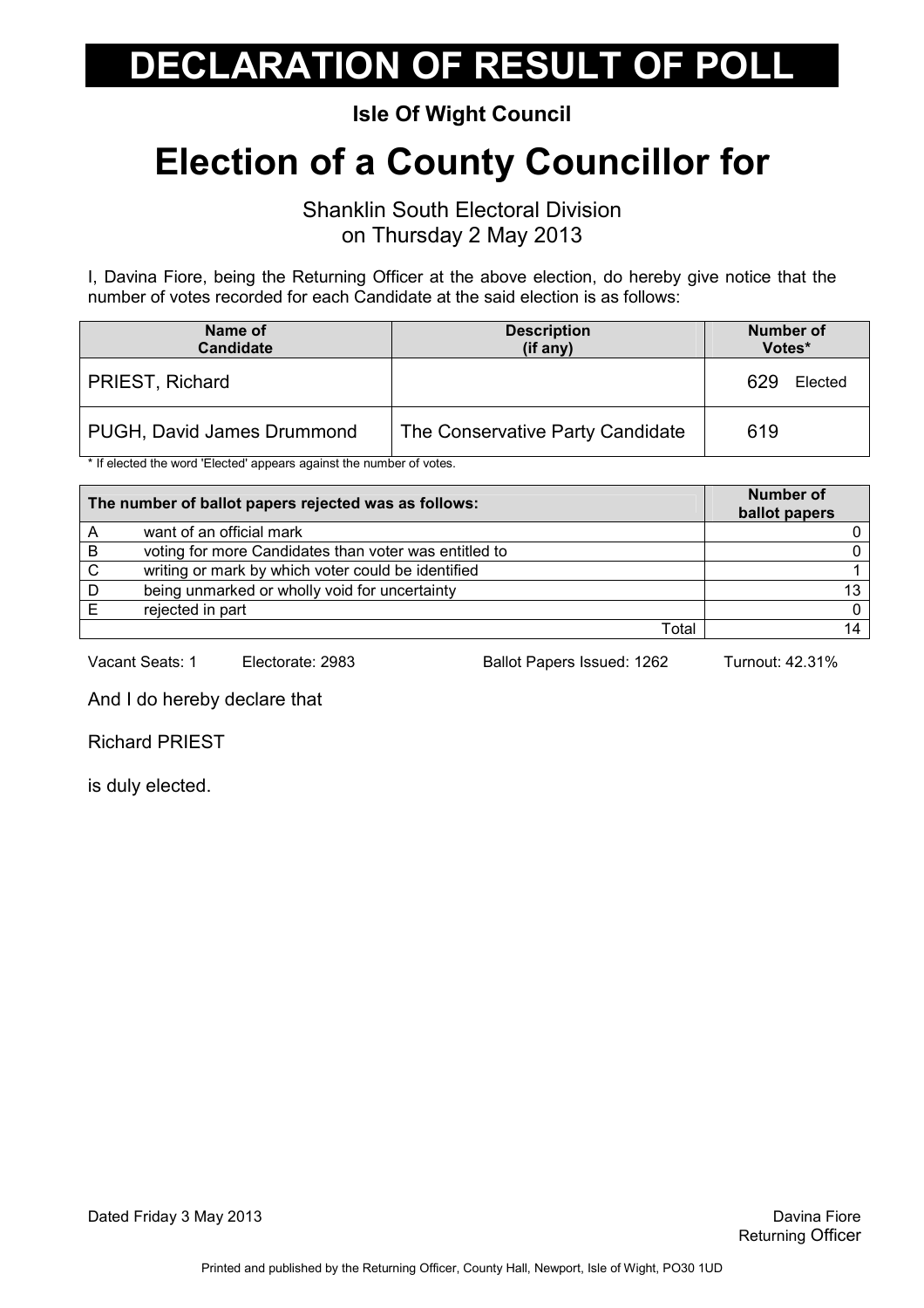# DECLARATION OF RESULT OF POLL

**Isle Of Wight Council**

## Election of a County Councillor for

Shanklin South Electoral Division
on Thursday 2 May 2013

I, Davina Fiore, being the Returning Officer at the above election, do hereby give notice that the number of votes recorded for each Candidate at the said election is as follows:

| Name of Candidate | Description (if any) | Number of Votes* |
|---|---|---|
| PRIEST, Richard | | 629 Elected |
| PUGH, David James Drummond | The Conservative Party Candidate | 619 |

* If elected the word 'Elected' appears against the number of votes.

| The number of ballot papers rejected was as follows: | | Number of ballot papers |
|---|---|---|
| A | want of an official mark | 0 |
| B | voting for more Candidates than voter was entitled to | 0 |
| C | writing or mark by which voter could be identified | 1 |
| D | being unmarked or wholly void for uncertainty | 13 |
| E | rejected in part | 0 |
| | Total | 14 |

Vacant Seats: 1 Electorate: 2983 Ballot Papers Issued: 1262 Turnout: 42.31%

And I do hereby declare that

Richard PRIEST

is duly elected.

Dated Friday 3 May 2013

Davina Fiore
Returning Officer

Printed and published by the Returning Officer, County Hall, Newport, Isle of Wight, PO30 1UD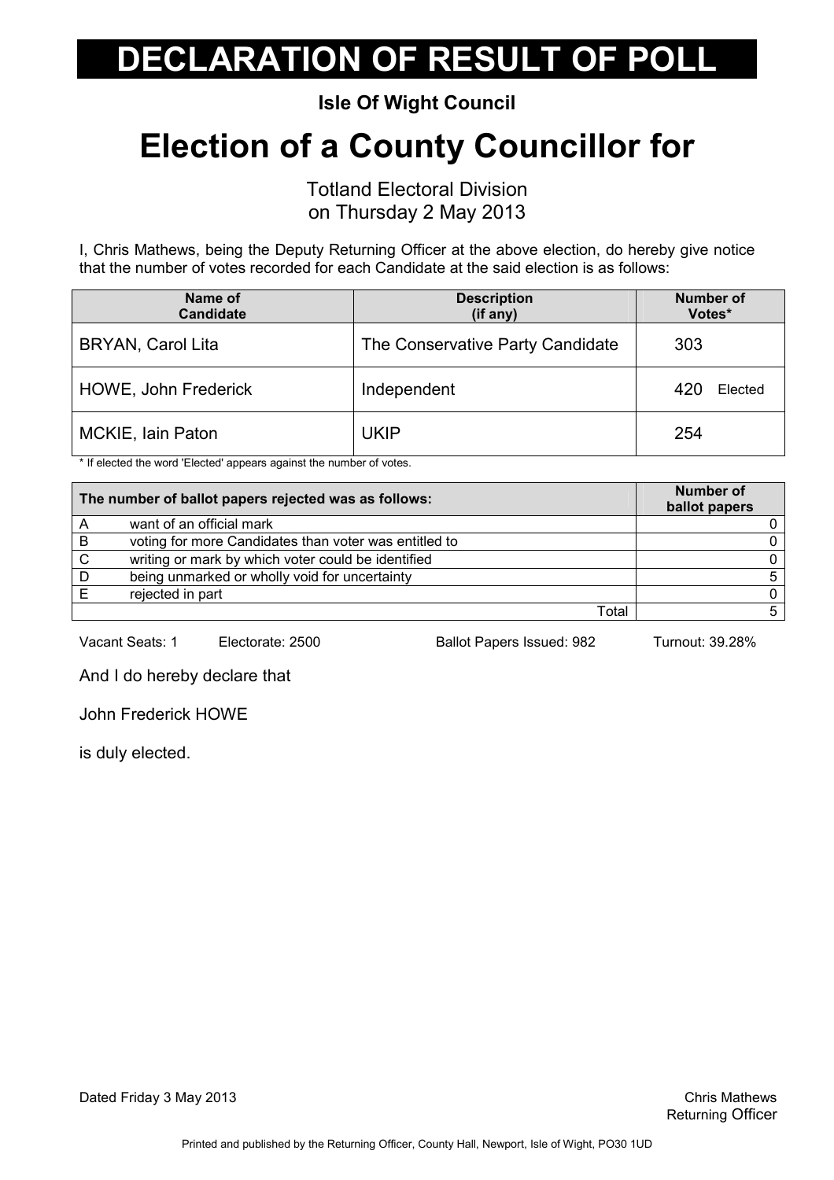# DECLARATION OF RESULT OF POLL

**Isle Of Wight Council**

# Election of a County Councillor for

Totland Electoral Division
on Thursday 2 May 2013

I, Chris Mathews, being the Deputy Returning Officer at the above election, do hereby give notice that the number of votes recorded for each Candidate at the said election is as follows:

| Name of Candidate | Description (if any) | Number of Votes* |
|---|---|---|
| BRYAN, Carol Lita | The Conservative Party Candidate | 303 |
| HOWE, John Frederick | Independent | 420 Elected |
| MCKIE, Iain Paton | UKIP | 254 |

* If elected the word 'Elected' appears against the number of votes.

| The number of ballot papers rejected was as follows: | | Number of ballot papers |
|---|---|---|
| A | want of an official mark | 0 |
| B | voting for more Candidates than voter was entitled to | 0 |
| C | writing or mark by which voter could be identified | 0 |
| D | being unmarked or wholly void for uncertainty | 5 |
| E | rejected in part | 0 |
| | Total | 5 |

Vacant Seats: 1    Electorate: 2500    Ballot Papers Issued: 982    Turnout: 39.28%

And I do hereby declare that

John Frederick HOWE

is duly elected.

Dated Friday 3 May 2013

Chris Mathews
Returning Officer

Printed and published by the Returning Officer, County Hall, Newport, Isle of Wight, PO30 1UD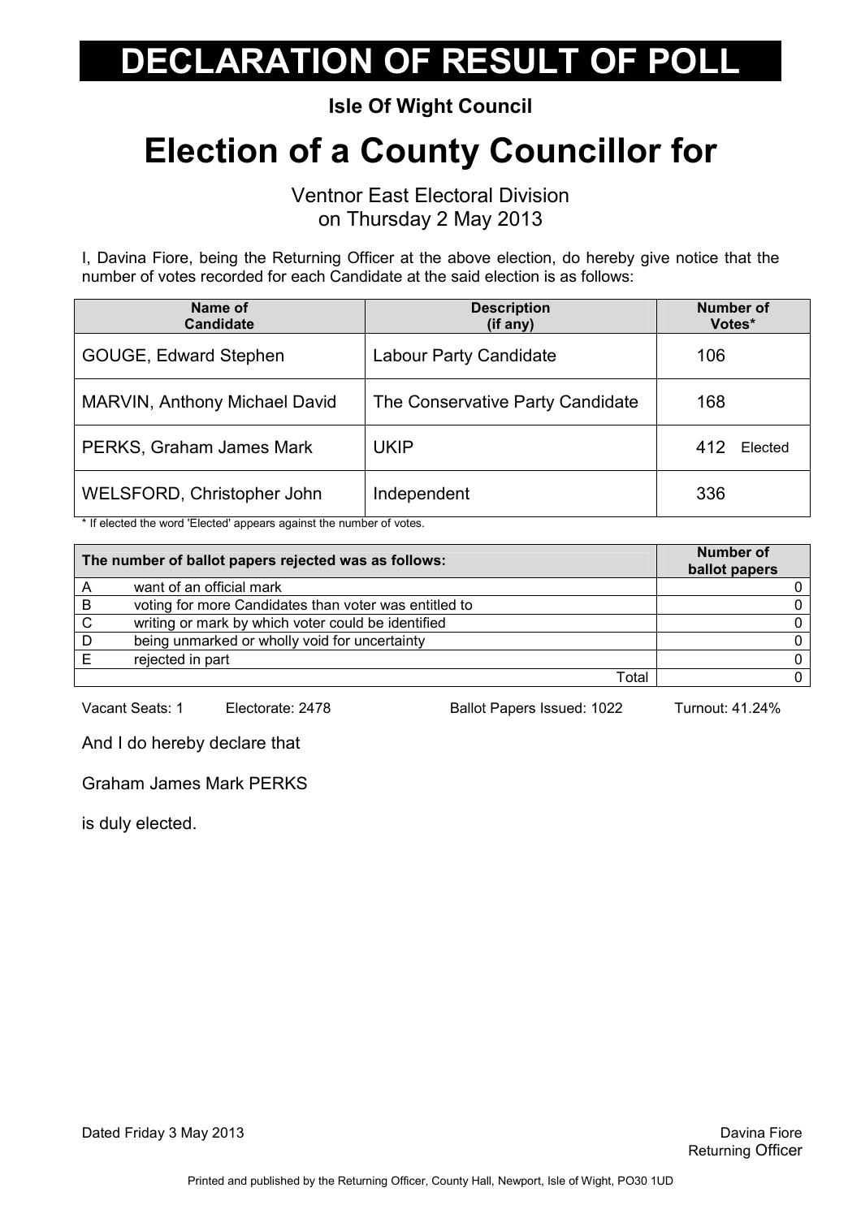# DECLARATION OF RESULT OF POLL

**Isle Of Wight Council**

# Election of a County Councillor for

Ventnor East Electoral Division
on Thursday 2 May 2013

I, Davina Fiore, being the Returning Officer at the above election, do hereby give notice that the number of votes recorded for each Candidate at the said election is as follows:

| Name of Candidate | Description (if any) | Number of Votes* |
|---|---|---|
| GOUGE, Edward Stephen | Labour Party Candidate | 106 |
| MARVIN, Anthony Michael David | The Conservative Party Candidate | 168 |
| PERKS, Graham James Mark | UKIP | 412 Elected |
| WELSFORD, Christopher John | Independent | 336 |

* If elected the word 'Elected' appears against the number of votes.

| The number of ballot papers rejected was as follows: | | Number of ballot papers |
|---|---|---|
| A | want of an official mark | 0 |
| B | voting for more Candidates than voter was entitled to | 0 |
| C | writing or mark by which voter could be identified | 0 |
| D | being unmarked or wholly void for uncertainty | 0 |
| E | rejected in part | 0 |
| | Total | 0 |

Vacant Seats: 1    Electorate: 2478    Ballot Papers Issued: 1022    Turnout: 41.24%

And I do hereby declare that

Graham James Mark PERKS

is duly elected.

Dated Friday 3 May 2013

Davina Fiore
Returning Officer

Printed and published by the Returning Officer, County Hall, Newport, Isle of Wight, PO30 1UD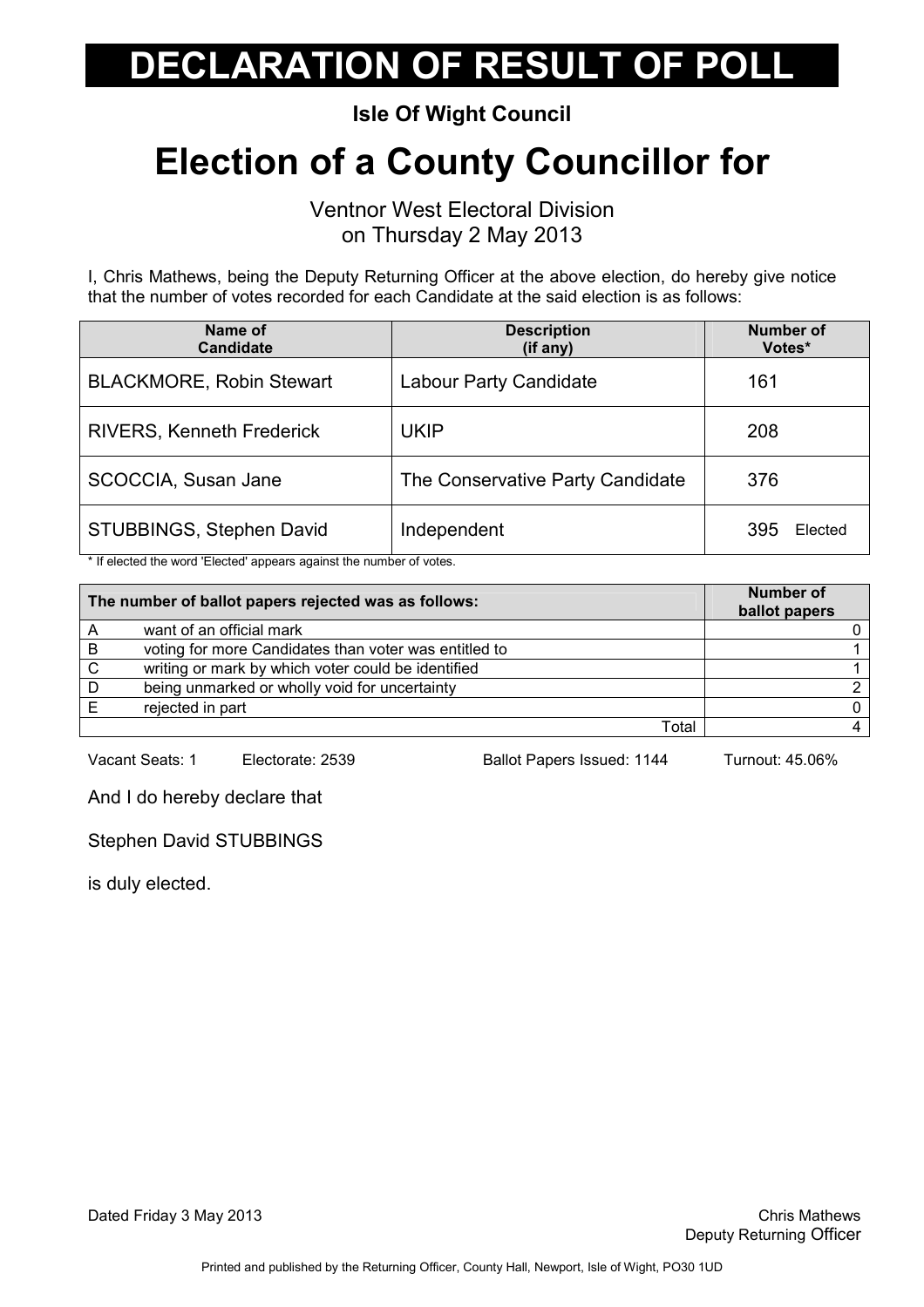# DECLARATION OF RESULT OF POLL

**Isle Of Wight Council**

## Election of a County Councillor for

Ventnor West Electoral Division
on Thursday 2 May 2013

I, Chris Mathews, being the Deputy Returning Officer at the above election, do hereby give notice that the number of votes recorded for each Candidate at the said election is as follows:

| Name of Candidate | Description (if any) | Number of Votes* |
|---|---|---|
| BLACKMORE, Robin Stewart | Labour Party Candidate | 161 |
| RIVERS, Kenneth Frederick | UKIP | 208 |
| SCOCCIA, Susan Jane | The Conservative Party Candidate | 376 |
| STUBBINGS, Stephen David | Independent | 395 Elected |

\* If elected the word 'Elected' appears against the number of votes.

| | The number of ballot papers rejected was as follows: | Number of ballot papers |
|---|---|---|
| A | want of an official mark | 0 |
| B | voting for more Candidates than voter was entitled to | 1 |
| C | writing or mark by which voter could be identified | 1 |
| D | being unmarked or wholly void for uncertainty | 2 |
| E | rejected in part | 0 |
| | Total | 4 |

Vacant Seats: 1 Electorate: 2539 Ballot Papers Issued: 1144 Turnout: 45.06%

And I do hereby declare that

Stephen David STUBBINGS

is duly elected.

Dated Friday 3 May 2013

Chris Mathews
Deputy Returning Officer

Printed and published by the Returning Officer, County Hall, Newport, Isle of Wight, PO30 1UD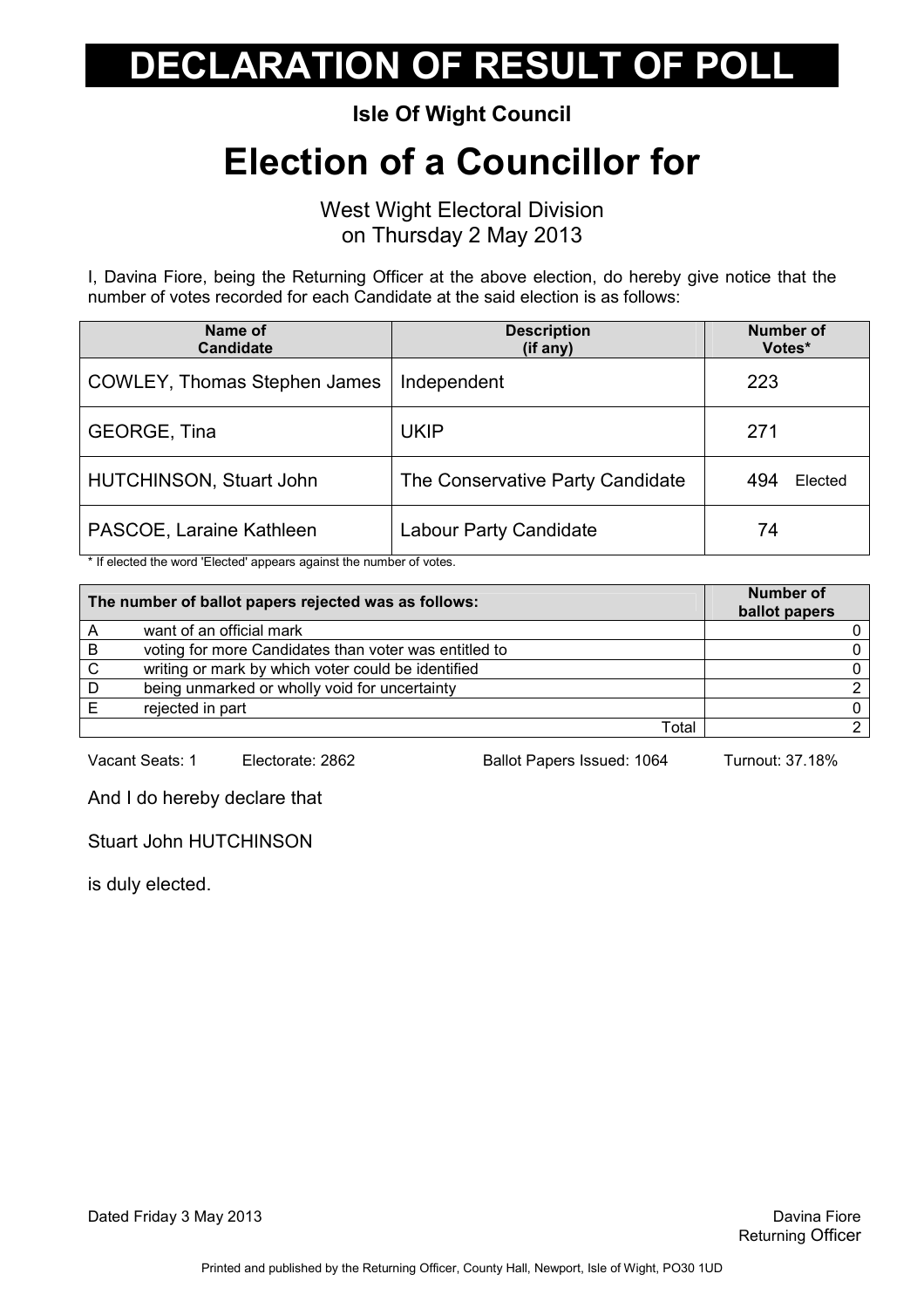# DECLARATION OF RESULT OF POLL

**Isle Of Wight Council**

# Election of a Councillor for

West Wight Electoral Division
on Thursday 2 May 2013

I, Davina Fiore, being the Returning Officer at the above election, do hereby give notice that the number of votes recorded for each Candidate at the said election is as follows:

| Name of Candidate | Description (if any) | Number of Votes* |
|---|---|---|
| COWLEY, Thomas Stephen James | Independent | 223 |
| GEORGE, Tina | UKIP | 271 |
| HUTCHINSON, Stuart John | The Conservative Party Candidate | 494 Elected |
| PASCOE, Laraine Kathleen | Labour Party Candidate | 74 |

* If elected the word 'Elected' appears against the number of votes.

| The number of ballot papers rejected was as follows: | | Number of ballot papers |
|---|---|---|
| A | want of an official mark | 0 |
| B | voting for more Candidates than voter was entitled to | 0 |
| C | writing or mark by which voter could be identified | 0 |
| D | being unmarked or wholly void for uncertainty | 2 |
| E | rejected in part | 0 |
| | Total | 2 |

Vacant Seats: 1 Electorate: 2862 Ballot Papers Issued: 1064 Turnout: 37.18%

And I do hereby declare that

Stuart John HUTCHINSON

is duly elected.

Dated Friday 3 May 2013

Davina Fiore
Returning Officer

Printed and published by the Returning Officer, County Hall, Newport, Isle of Wight, PO30 1UD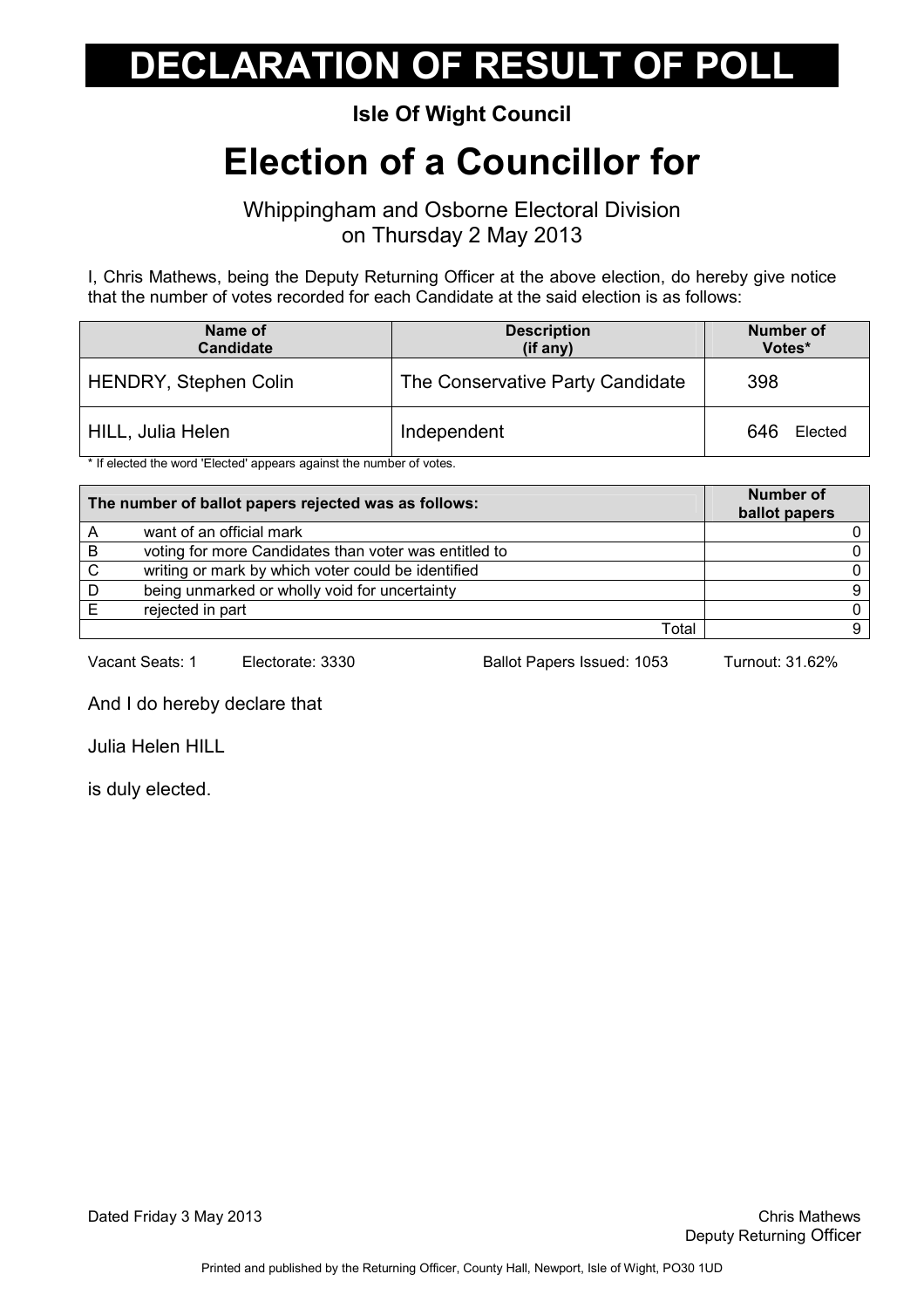# DECLARATION OF RESULT OF POLL

**Isle Of Wight Council**

# Election of a Councillor for

Whippingham and Osborne Electoral Division
on Thursday 2 May 2013

I, Chris Mathews, being the Deputy Returning Officer at the above election, do hereby give notice that the number of votes recorded for each Candidate at the said election is as follows:

| Name of Candidate | Description (if any) | Number of Votes* |
|---|---|---|
| HENDRY, Stephen Colin | The Conservative Party Candidate | 398 |
| HILL, Julia Helen | Independent | 646 Elected |

\* If elected the word 'Elected' appears against the number of votes.

| The number of ballot papers rejected was as follows: | | Number of ballot papers |
|---|---|---|
| A | want of an official mark | 0 |
| B | voting for more Candidates than voter was entitled to | 0 |
| C | writing or mark by which voter could be identified | 0 |
| D | being unmarked or wholly void for uncertainty | 9 |
| E | rejected in part | 0 |
| | Total | 9 |

Vacant Seats: 1 Electorate: 3330 Ballot Papers Issued: 1053 Turnout: 31.62%

And I do hereby declare that

Julia Helen HILL

is duly elected.

Dated Friday 3 May 2013

Chris Mathews
Deputy Returning Officer

Printed and published by the Returning Officer, County Hall, Newport, Isle of Wight, PO30 1UD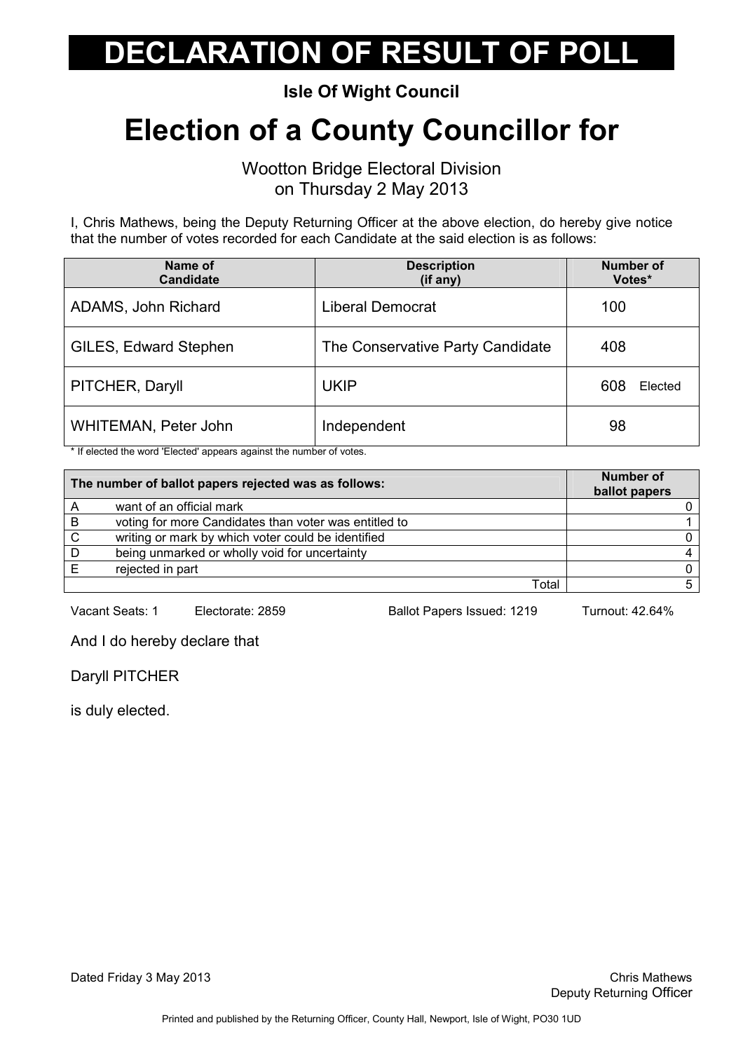# DECLARATION OF RESULT OF POLL

**Isle Of Wight Council**

# Election of a County Councillor for

Wootton Bridge Electoral Division
on Thursday 2 May 2013

I, Chris Mathews, being the Deputy Returning Officer at the above election, do hereby give notice that the number of votes recorded for each Candidate at the said election is as follows:

| Name of Candidate | Description (if any) | Number of Votes* |
|---|---|---|
| ADAMS, John Richard | Liberal Democrat | 100 |
| GILES, Edward Stephen | The Conservative Party Candidate | 408 |
| PITCHER, Daryll | UKIP | 608 Elected |
| WHITEMAN, Peter John | Independent | 98 |

\* If elected the word 'Elected' appears against the number of votes.

| The number of ballot papers rejected was as follows: | | Number of ballot papers |
|---|---|---|
| A | want of an official mark | 0 |
| B | voting for more Candidates than voter was entitled to | 1 |
| C | writing or mark by which voter could be identified | 0 |
| D | being unmarked or wholly void for uncertainty | 4 |
| E | rejected in part | 0 |
| | Total | 5 |

Vacant Seats: 1 Electorate: 2859 Ballot Papers Issued: 1219 Turnout: 42.64%

And I do hereby declare that

Daryll PITCHER

is duly elected.

Dated Friday 3 May 2013

Chris Mathews
Deputy Returning Officer

Printed and published by the Returning Officer, County Hall, Newport, Isle of Wight, PO30 1UD